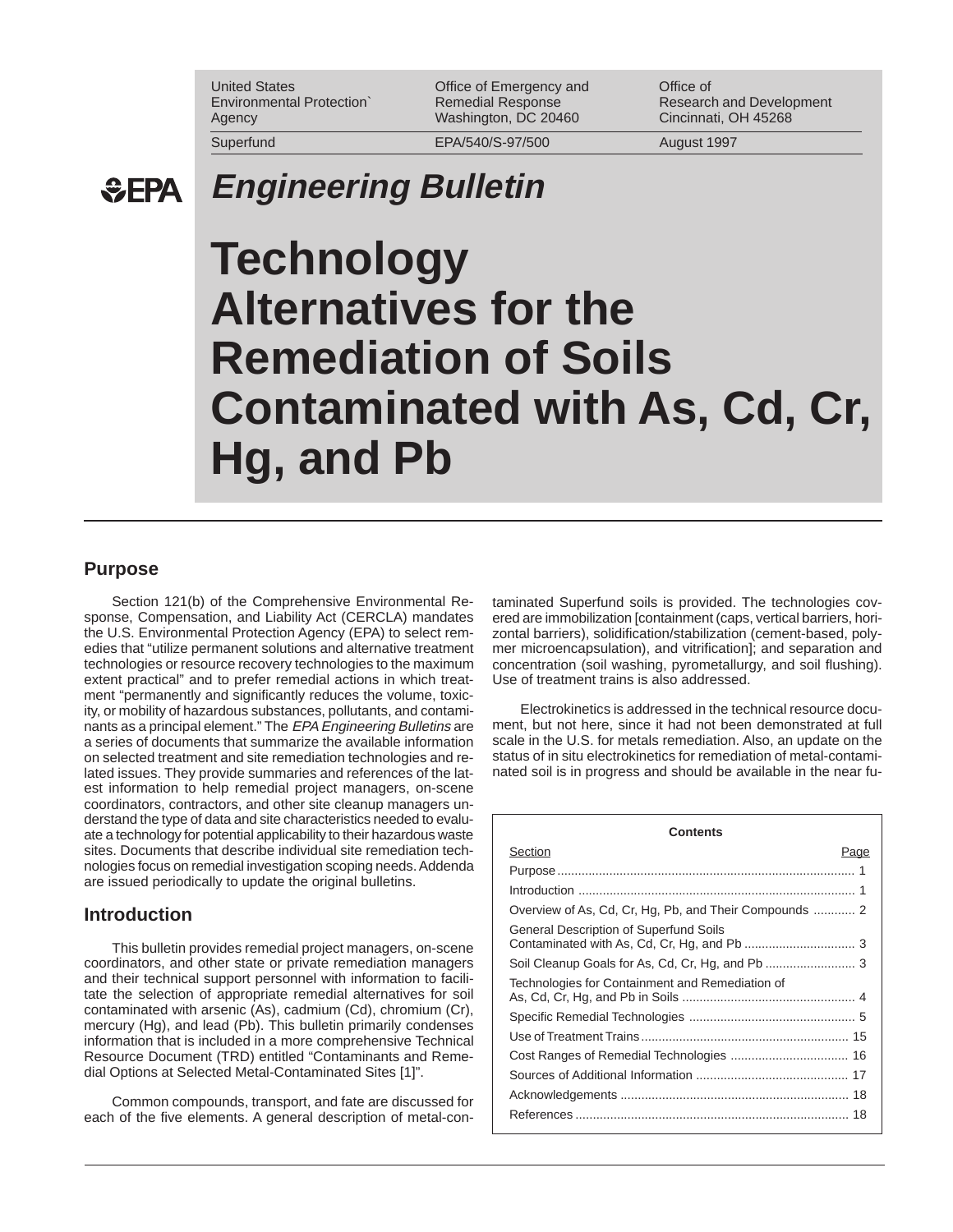United States Environmental Protection Agency

Office of Emergency and Remedial Response
Washington, DC 20460

Office of Research and Development
Cincinnati, OH 45268

Superfund | EPA/540/S-97/500 | August 1997

# *Engineering Bulletin*

# Technology Alternatives for the Remediation of Soils Contaminated with As, Cd, Cr, Hg, and Pb

## Purpose

Section 121(b) of the Comprehensive Environmental Response, Compensation, and Liability Act (CERCLA) mandates the U.S. Environmental Protection Agency (EPA) to select remedies that "utilize permanent solutions and alternative treatment technologies or resource recovery technologies to the maximum extent practical" and to prefer remedial actions in which treatment "permanently and significantly reduces the volume, toxicity, or mobility of hazardous substances, pollutants, and contaminants as a principal element." The *EPA Engineering Bulletins* are a series of documents that summarize the available information on selected treatment and site remediation technologies and related issues. They provide summaries and references of the latest information to help remedial project managers, on-scene coordinators, contractors, and other site cleanup managers understand the type of data and site characteristics needed to evaluate a technology for potential applicability to their hazardous waste sites. Documents that describe individual site remediation technologies focus on remedial investigation scoping needs. Addenda are issued periodically to update the original bulletins.

## Introduction

This bulletin provides remedial project managers, on-scene coordinators, and other state or private remediation managers and their technical support personnel with information to facilitate the selection of appropriate remedial alternatives for soil contaminated with arsenic (As), cadmium (Cd), chromium (Cr), mercury (Hg), and lead (Pb). This bulletin primarily condenses information that is included in a more comprehensive Technical Resource Document (TRD) entitled "Contaminants and Remedial Options at Selected Metal-Contaminated Sites [1]".

Common compounds, transport, and fate are discussed for each of the five elements. A general description of metal-contaminated Superfund soils is provided. The technologies covered are immobilization [containment (caps, vertical barriers, horizontal barriers), solidification/stabilization (cement-based, polymer microencapsulation), and vitrification]; and separation and concentration (soil washing, pyrometallurgy, and soil flushing). Use of treatment trains is also addressed.

Electrokinetics is addressed in the technical resource document, but not here, since it had not been demonstrated at full scale in the U.S. for metals remediation. Also, an update on the status of in situ electrokinetics for remediation of metal-contaminated soil is in progress and should be available in the near fu-

| Contents | |
|---|---|
| Section | Page |
| Purpose | 1 |
| Introduction | 1 |
| Overview of As, Cd, Cr, Hg, Pb, and Their Compounds | 2 |
| General Description of Superfund Soils Contaminated with As, Cd, Cr, Hg, and Pb | 3 |
| Soil Cleanup Goals for As, Cd, Cr, Hg, and Pb | 3 |
| Technologies for Containment and Remediation of As, Cd, Cr, Hg, and Pb in Soils | 4 |
| Specific Remedial Technologies | 5 |
| Use of Treatment Trains | 15 |
| Cost Ranges of Remedial Technologies | 16 |
| Sources of Additional Information | 17 |
| Acknowledgements | 18 |
| References | 18 |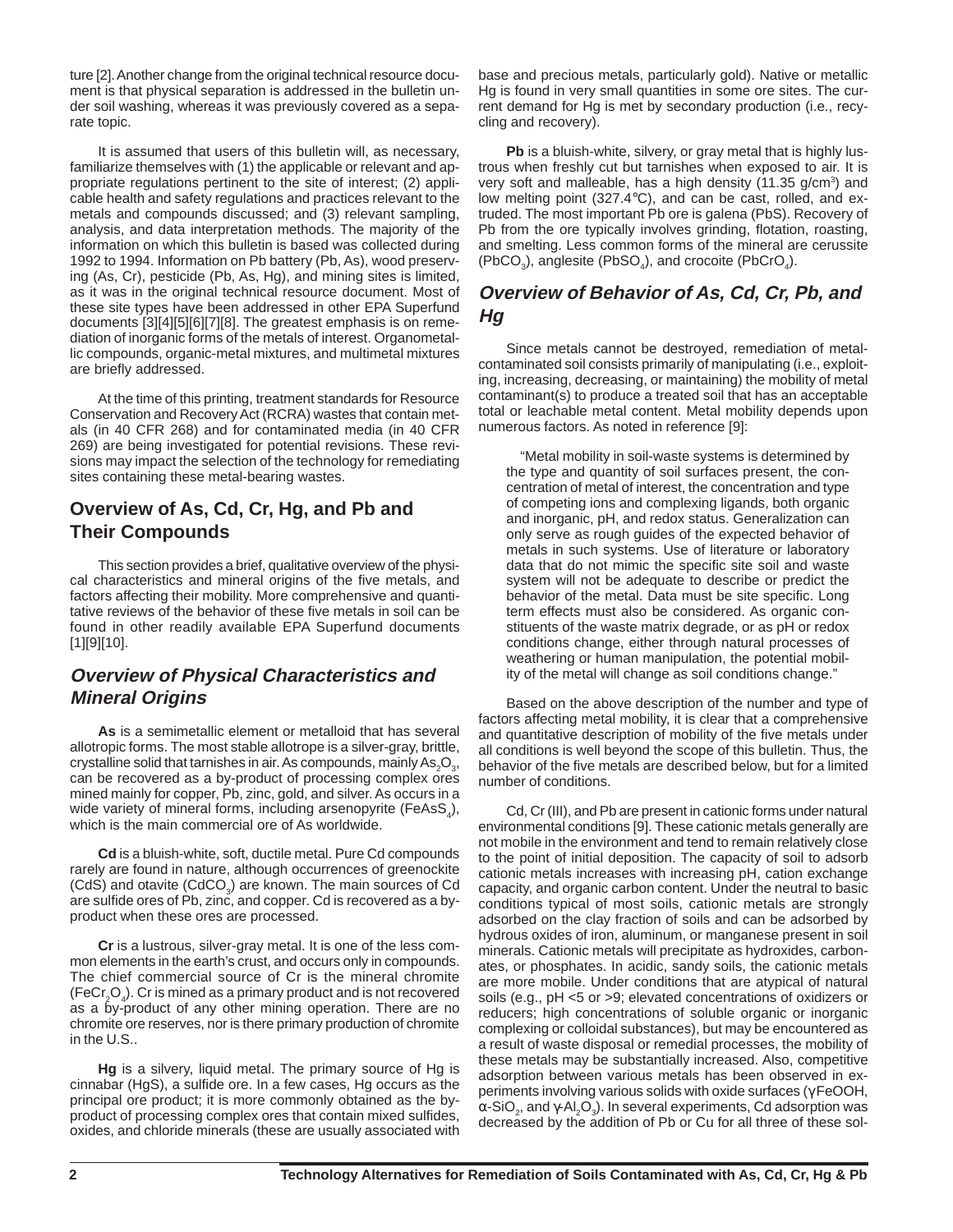ture [2]. Another change from the original technical resource document is that physical separation is addressed in the bulletin under soil washing, whereas it was previously covered as a separate topic.

It is assumed that users of this bulletin will, as necessary, familiarize themselves with (1) the applicable or relevant and appropriate regulations pertinent to the site of interest; (2) applicable health and safety regulations and practices relevant to the metals and compounds discussed; and (3) relevant sampling, analysis, and data interpretation methods. The majority of the information on which this bulletin is based was collected during 1992 to 1994. Information on Pb battery (Pb, As), wood preserving (As, Cr), pesticide (Pb, As, Hg), and mining sites is limited, as it was in the original technical resource document. Most of these site types have been addressed in other EPA Superfund documents [3][4][5][6][7][8]. The greatest emphasis is on remediation of inorganic forms of the metals of interest. Organometallic compounds, organic-metal mixtures, and multimetal mixtures are briefly addressed.

At the time of this printing, treatment standards for Resource Conservation and Recovery Act (RCRA) wastes that contain metals (in 40 CFR 268) and for contaminated media (in 40 CFR 269) are being investigated for potential revisions. These revisions may impact the selection of the technology for remediating sites containing these metal-bearing wastes.

## Overview of As, Cd, Cr, Hg, and Pb and Their Compounds

This section provides a brief, qualitative overview of the physical characteristics and mineral origins of the five metals, and factors affecting their mobility. More comprehensive and quantitative reviews of the behavior of these five metals in soil can be found in other readily available EPA Superfund documents [1][9][10].

### *Overview of Physical Characteristics and Mineral Origins*

**As** is a semimetallic element or metalloid that has several allotropic forms. The most stable allotrope is a silver-gray, brittle, crystalline solid that tarnishes in air. As compounds, mainly $As_2O_3$, can be recovered as a by-product of processing complex ores mined mainly for copper, Pb, zinc, gold, and silver. As occurs in a wide variety of mineral forms, including arsenopyrite ($FeAsS_4$), which is the main commercial ore of As worldwide.

**Cd** is a bluish-white, soft, ductile metal. Pure Cd compounds rarely are found in nature, although occurrences of greenockite (CdS) and otavite ($CdCO_3$) are known. The main sources of Cd are sulfide ores of Pb, zinc, and copper. Cd is recovered as a by-product when these ores are processed.

**Cr** is a lustrous, silver-gray metal. It is one of the less common elements in the earth's crust, and occurs only in compounds. The chief commercial source of Cr is the mineral chromite ($FeCr_2O_4$). Cr is mined as a primary product and is not recovered as a by-product of any other mining operation. There are no chromite ore reserves, nor is there primary production of chromite in the U.S..

**Hg** is a silvery, liquid metal. The primary source of Hg is cinnabar (HgS), a sulfide ore. In a few cases, Hg occurs as the principal ore product; it is more commonly obtained as the by-product of processing complex ores that contain mixed sulfides, oxides, and chloride minerals (these are usually associated with base and precious metals, particularly gold). Native or metallic Hg is found in very small quantities in some ore sites. The current demand for Hg is met by secondary production (i.e., recycling and recovery).

**Pb** is a bluish-white, silvery, or gray metal that is highly lustrous when freshly cut but tarnishes when exposed to air. It is very soft and malleable, has a high density (11.35 g/cm³) and low melting point (327.4°C), and can be cast, rolled, and extruded. The most important Pb ore is galena (PbS). Recovery of Pb from the ore typically involves grinding, flotation, roasting, and smelting. Less common forms of the mineral are cerussite ($PbCO_3$), anglesite ($PbSO_4$), and crocoite ($PbCrO_4$).

### *Overview of Behavior of As, Cd, Cr, Pb, and Hg*

Since metals cannot be destroyed, remediation of metal-contaminated soil consists primarily of manipulating (i.e., exploiting, increasing, decreasing, or maintaining) the mobility of metal contaminant(s) to produce a treated soil that has an acceptable total or leachable metal content. Metal mobility depends upon numerous factors. As noted in reference [9]:

> "Metal mobility in soil-waste systems is determined by the type and quantity of soil surfaces present, the concentration of metal of interest, the concentration and type of competing ions and complexing ligands, both organic and inorganic, pH, and redox status. Generalization can only serve as rough guides of the expected behavior of metals in such systems. Use of literature or laboratory data that do not mimic the specific site soil and waste system will not be adequate to describe or predict the behavior of the metal. Data must be site specific. Long term effects must also be considered. As organic constituents of the waste matrix degrade, or as pH or redox conditions change, either through natural processes of weathering or human manipulation, the potential mobility of the metal will change as soil conditions change."

Based on the above description of the number and type of factors affecting metal mobility, it is clear that a comprehensive and quantitative description of mobility of the five metals under all conditions is well beyond the scope of this bulletin. Thus, the behavior of the five metals are described below, but for a limited number of conditions.

Cd, Cr (III), and Pb are present in cationic forms under natural environmental conditions [9]. These cationic metals generally are not mobile in the environment and tend to remain relatively close to the point of initial deposition. The capacity of soil to adsorb cationic metals increases with increasing pH, cation exchange capacity, and organic carbon content. Under the neutral to basic conditions typical of most soils, cationic metals are strongly adsorbed on the clay fraction of soils and can be adsorbed by hydrous oxides of iron, aluminum, or manganese present in soil minerals. Cationic metals will precipitate as hydroxides, carbonates, or phosphates. In acidic, sandy soils, the cationic metals are more mobile. Under conditions that are atypical of natural soils (e.g., pH <5 or >9; elevated concentrations of oxidizers or reducers; high concentrations of soluble organic or inorganic complexing or colloidal substances), but may be encountered as a result of waste disposal or remedial processes, the mobility of these metals may be substantially increased. Also, competitive adsorption between various metals has been observed in experiments involving various solids with oxide surfaces (γFeOOH, α-$SiO_2$, and γ-$Al_2O_3$). In several experiments, Cd adsorption was decreased by the addition of Pb or Cu for all three of these sol-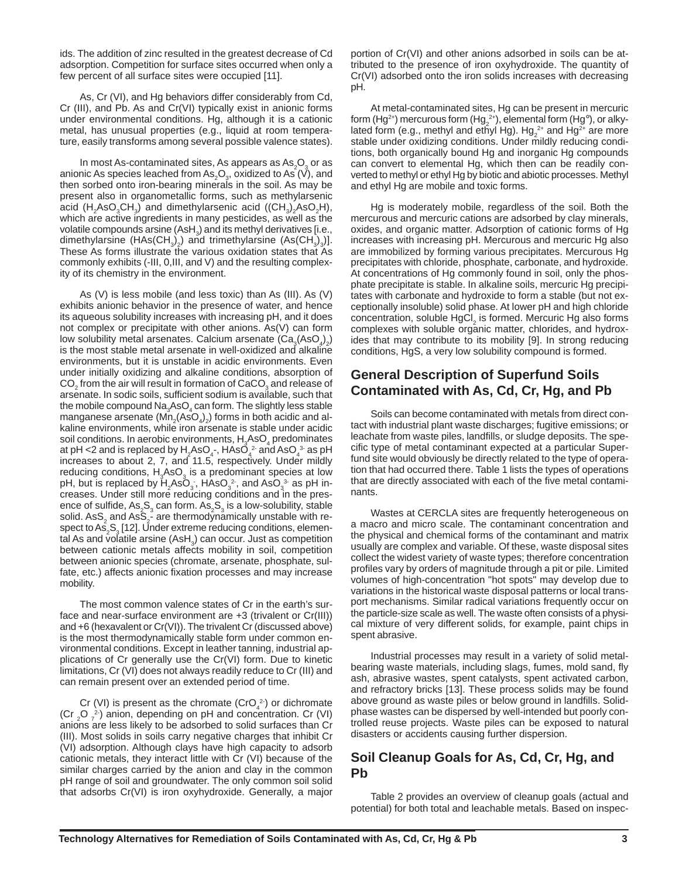ids. The addition of zinc resulted in the greatest decrease of Cd adsorption. Competition for surface sites occurred when only a few percent of all surface sites were occupied [11].

As, Cr (VI), and Hg behaviors differ considerably from Cd, Cr (III), and Pb. As and Cr(VI) typically exist in anionic forms under environmental conditions. Hg, although it is a cationic metal, has unusual properties (e.g., liquid at room temperature, easily transforms among several possible valence states).

In most As-contaminated sites, As appears as $As_2O_3$ or as anionic As species leached from $As_2O_3$, oxidized to As (V), and then sorbed onto iron-bearing minerals in the soil. As may be present also in organometallic forms, such as methylarsenic acid ($H_2AsO_3CH_3$) and dimethylarsenic acid ($(CH_3)_2AsO_2H$), which are active ingredients in many pesticides, as well as the volatile compounds arsine ($AsH_3$) and its methyl derivatives [i.e., dimethylarsine ($HAs(CH_3)_2$) and trimethylarsine ($As(CH_3)_3$)]. These As forms illustrate the various oxidation states that As commonly exhibits (-III, 0,III, and V) and the resulting complexity of its chemistry in the environment.

As (V) is less mobile (and less toxic) than As (III). As (V) exhibits anionic behavior in the presence of water, and hence its aqueous solubility increases with increasing pH, and it does not complex or precipitate with other anions. As(V) can form low solubility metal arsenates. Calcium arsenate ($Ca_3(AsO_4)_2$) is the most stable metal arsenate in well-oxidized and alkaline environments, but it is unstable in acidic environments. Even under initially oxidizing and alkaline conditions, absorption of $CO_2$ from the air will result in formation of $CaCO_3$ and release of arsenate. In sodic soils, sufficient sodium is available, such that the mobile compound $Na_3AsO_4$ can form. The slightly less stable manganese arsenate ($Mn_3(AsO_4)_2$) forms in both acidic and alkaline environments, while iron arsenate is stable under acidic soil conditions. In aerobic environments, $H_3AsO_4$ predominates at pH <2 and is replaced by $H_2AsO_4^-$, $HAsO_4^{2-}$ and $AsO_4^{3-}$ as pH increases to about 2, 7, and 11.5, respectively. Under mildly reducing conditions, $H_3AsO_3$ is a predominant species at low pH, but is replaced by $H_2AsO_3^-$, $HAsO_3^{2-}$, and $AsO_3^{3-}$ as pH increases. Under still more reducing conditions and in the presence of sulfide, $As_2S_3$ can form. $As_2S_3$ is a low-solubility, stable solid. $AsS_2$ and $AsS_2^-$ are thermodynamically unstable with respect to $As_2S_3$ [12]. Under extreme reducing conditions, elemental As and volatile arsine ($AsH_3$) can occur. Just as competition between cationic metals affects mobility in soil, competition between anionic species (chromate, arsenate, phosphate, sulfate, etc.) affects anionic fixation processes and may increase mobility.

The most common valence states of Cr in the earth's surface and near-surface environment are +3 (trivalent or Cr(III)) and +6 (hexavalent or Cr(VI)). The trivalent Cr (discussed above) is the most thermodynamically stable form under common environmental conditions. Except in leather tanning, industrial applications of Cr generally use the Cr(VI) form. Due to kinetic limitations, Cr (VI) does not always readily reduce to Cr (III) and can remain present over an extended period of time.

Cr (VI) is present as the chromate ($CrO_4^{2-}$) or dichromate ($Cr_2O_7^{2-}$) anion, depending on pH and concentration. Cr (VI) anions are less likely to be adsorbed to solid surfaces than Cr (III). Most solids in soils carry negative charges that inhibit Cr (VI) adsorption. Although clays have high capacity to adsorb cationic metals, they interact little with Cr (VI) because of the similar charges carried by the anion and clay in the common pH range of soil and groundwater. The only common soil solid that adsorbs Cr(VI) is iron oxyhydroxide. Generally, a major portion of Cr(VI) and other anions adsorbed in soils can be attributed to the presence of iron oxyhydroxide. The quantity of Cr(VI) adsorbed onto the iron solids increases with decreasing pH.

At metal-contaminated sites, Hg can be present in mercuric form ($Hg^{2+}$) mercurous form ($Hg_2^{2+}$), elemental form ($Hg^\circ$), or alkylated form (e.g., methyl and ethyl Hg). $Hg_2^{2+}$ and $Hg^{2+}$ are more stable under oxidizing conditions. Under mildly reducing conditions, both organically bound Hg and inorganic Hg compounds can convert to elemental Hg, which then can be readily converted to methyl or ethyl Hg by biotic and abiotic processes. Methyl and ethyl Hg are mobile and toxic forms.

Hg is moderately mobile, regardless of the soil. Both the mercurous and mercuric cations are adsorbed by clay minerals, oxides, and organic matter. Adsorption of cationic forms of Hg increases with increasing pH. Mercurous and mercuric Hg also are immobilized by forming various precipitates. Mercurous Hg precipitates with chloride, phosphate, carbonate, and hydroxide. At concentrations of Hg commonly found in soil, only the phosphate precipitate is stable. In alkaline soils, mercuric Hg precipitates with carbonate and hydroxide to form a stable (but not exceptionally insoluble) solid phase. At lower pH and high chloride concentration, soluble $HgCl_2$ is formed. Mercuric Hg also forms complexes with soluble organic matter, chlorides, and hydroxides that may contribute to its mobility [9]. In strong reducing conditions, HgS, a very low solubility compound is formed.

## General Description of Superfund Soils Contaminated with As, Cd, Cr, Hg, and Pb

Soils can become contaminated with metals from direct contact with industrial plant waste discharges; fugitive emissions; or leachate from waste piles, landfills, or sludge deposits. The specific type of metal contaminant expected at a particular Superfund site would obviously be directly related to the type of operation that had occurred there. Table 1 lists the types of operations that are directly associated with each of the five metal contaminants.

Wastes at CERCLA sites are frequently heterogeneous on a macro and micro scale. The contaminant concentration and the physical and chemical forms of the contaminant and matrix usually are complex and variable. Of these, waste disposal sites collect the widest variety of waste types; therefore concentration profiles vary by orders of magnitude through a pit or pile. Limited volumes of high-concentration "hot spots" may develop due to variations in the historical waste disposal patterns or local transport mechanisms. Similar radical variations frequently occur on the particle-size scale as well. The waste often consists of a physical mixture of very different solids, for example, paint chips in spent abrasive.

Industrial processes may result in a variety of solid metal-bearing waste materials, including slags, fumes, mold sand, fly ash, abrasive wastes, spent catalysts, spent activated carbon, and refractory bricks [13]. These process solids may be found above ground as waste piles or below ground in landfills. Solid-phase wastes can be dispersed by well-intended but poorly controlled reuse projects. Waste piles can be exposed to natural disasters or accidents causing further dispersion.

## Soil Cleanup Goals for As, Cd, Cr, Hg, and Pb

Table 2 provides an overview of cleanup goals (actual and potential) for both total and leachable metals. Based on inspec-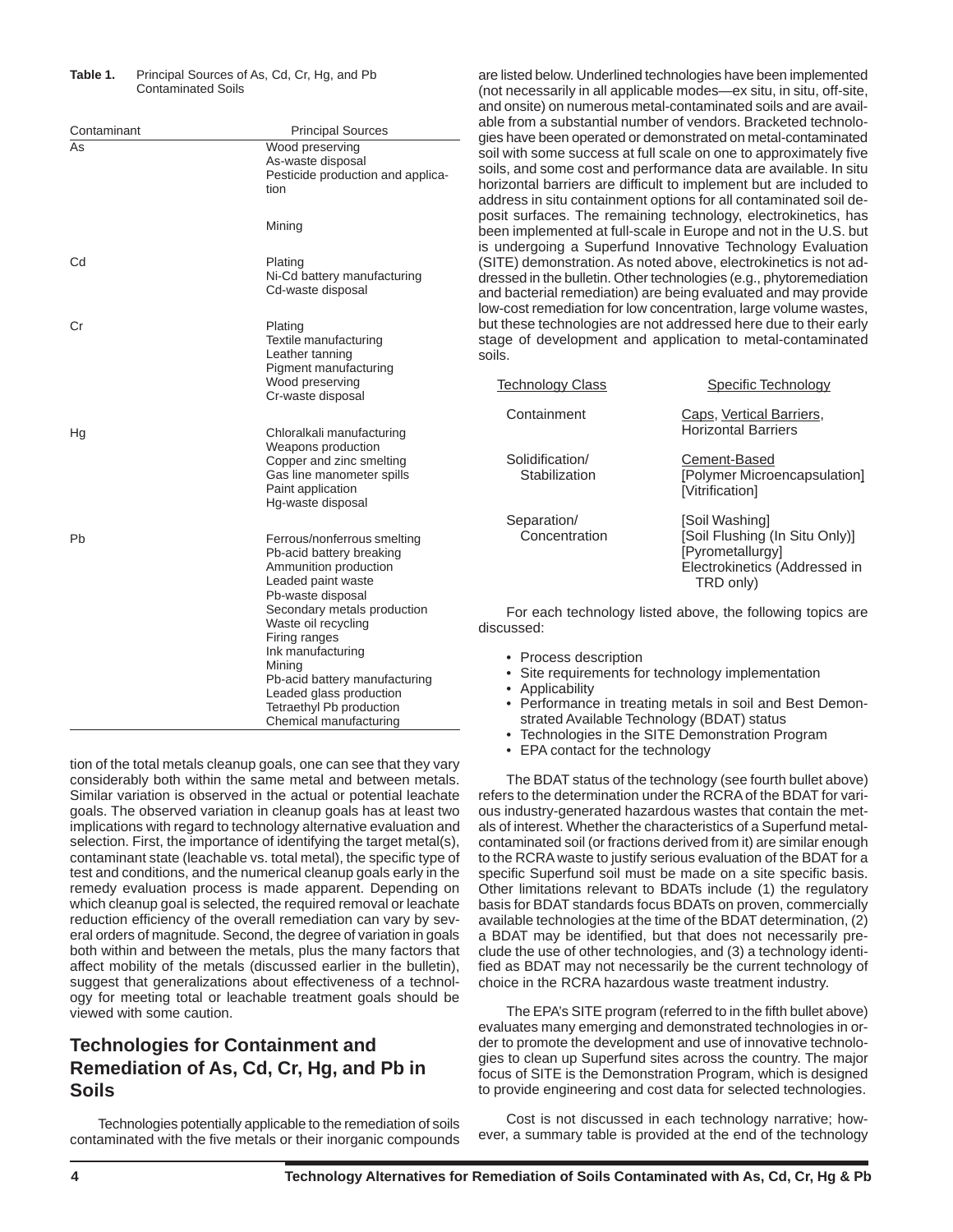**Table 1.** Principal Sources of As, Cd, Cr, Hg, and Pb Contaminated Soils

| Contaminant | Principal Sources |
|---|---|
| As | Wood preserving<br>As-waste disposal<br>Pesticide production and application<br>Mining |
| Cd | Plating<br>Ni-Cd battery manufacturing<br>Cd-waste disposal |
| Cr | Plating<br>Textile manufacturing<br>Leather tanning<br>Pigment manufacturing<br>Wood preserving<br>Cr-waste disposal |
| Hg | Chloralkali manufacturing<br>Weapons production<br>Copper and zinc smelting<br>Gas line manometer spills<br>Paint application<br>Hg-waste disposal |
| Pb | Ferrous/nonferrous smelting<br>Pb-acid battery breaking<br>Ammunition production<br>Leaded paint waste<br>Pb-waste disposal<br>Secondary metals production<br>Waste oil recycling<br>Firing ranges<br>Ink manufacturing<br>Mining<br>Pb-acid battery manufacturing<br>Leaded glass production<br>Tetraethyl Pb production<br>Chemical manufacturing |

tion of the total metals cleanup goals, one can see that they vary considerably both within the same metal and between metals. Similar variation is observed in the actual or potential leachate goals. The observed variation in cleanup goals has at least two implications with regard to technology alternative evaluation and selection. First, the importance of identifying the target metal(s), contaminant state (leachable vs. total metal), the specific type of test and conditions, and the numerical cleanup goals early in the remedy evaluation process is made apparent. Depending on which cleanup goal is selected, the required removal or leachate reduction efficiency of the overall remediation can vary by several orders of magnitude. Second, the degree of variation in goals both within and between the metals, plus the many factors that affect mobility of the metals (discussed earlier in the bulletin), suggest that generalizations about effectiveness of a technology for meeting total or leachable treatment goals should be viewed with some caution.

## Technologies for Containment and Remediation of As, Cd, Cr, Hg, and Pb in Soils

Technologies potentially applicable to the remediation of soils contaminated with the five metals or their inorganic compounds are listed below. Underlined technologies have been implemented (not necessarily in all applicable modes—ex situ, in situ, off-site, and onsite) on numerous metal-contaminated soils and are available from a substantial number of vendors. Bracketed technologies have been operated or demonstrated on metal-contaminated soil with some success at full scale on one to approximately five soils, and some cost and performance data are available. In situ horizontal barriers are difficult to implement but are included to address in situ containment options for all contaminated soil deposit surfaces. The remaining technology, electrokinetics, has been implemented at full-scale in Europe and not in the U.S. but is undergoing a Superfund Innovative Technology Evaluation (SITE) demonstration. As noted above, electrokinetics is not addressed in the bulletin. Other technologies (e.g., phytoremediation and bacterial remediation) are being evaluated and may provide low-cost remediation for low concentration, large volume wastes, but these technologies are not addressed here due to their early stage of development and application to metal-contaminated soils.

| <u>Technology Class</u> | <u>Specific Technology</u> |
|---|---|
| Containment | <u>Caps</u>, <u>Vertical Barriers</u>, Horizontal Barriers |
| Solidification/ Stabilization | <u>Cement-Based</u><br>[Polymer Microencapsulation]<br>[Vitrification] |
| Separation/ Concentration | [Soil Washing]<br>[Soil Flushing (In Situ Only)]<br>[Pyrometallurgy]<br>Electrokinetics (Addressed in TRD only) |

For each technology listed above, the following topics are discussed:

- Process description
- Site requirements for technology implementation
- Applicability
- Performance in treating metals in soil and Best Demonstrated Available Technology (BDAT) status
- Technologies in the SITE Demonstration Program
- EPA contact for the technology

The BDAT status of the technology (see fourth bullet above) refers to the determination under the RCRA of the BDAT for various industry-generated hazardous wastes that contain the metals of interest. Whether the characteristics of a Superfund metal-contaminated soil (or fractions derived from it) are similar enough to the RCRA waste to justify serious evaluation of the BDAT for a specific Superfund soil must be made on a site specific basis. Other limitations relevant to BDATs include (1) the regulatory basis for BDAT standards focus BDATs on proven, commercially available technologies at the time of the BDAT determination, (2) a BDAT may be identified, but that does not necessarily preclude the use of other technologies, and (3) a technology identified as BDAT may not necessarily be the current technology of choice in the RCRA hazardous waste treatment industry.

The EPA's SITE program (referred to in the fifth bullet above) evaluates many emerging and demonstrated technologies in order to promote the development and use of innovative technologies to clean up Superfund sites across the country. The major focus of SITE is the Demonstration Program, which is designed to provide engineering and cost data for selected technologies.

Cost is not discussed in each technology narrative; however, a summary table is provided at the end of the technology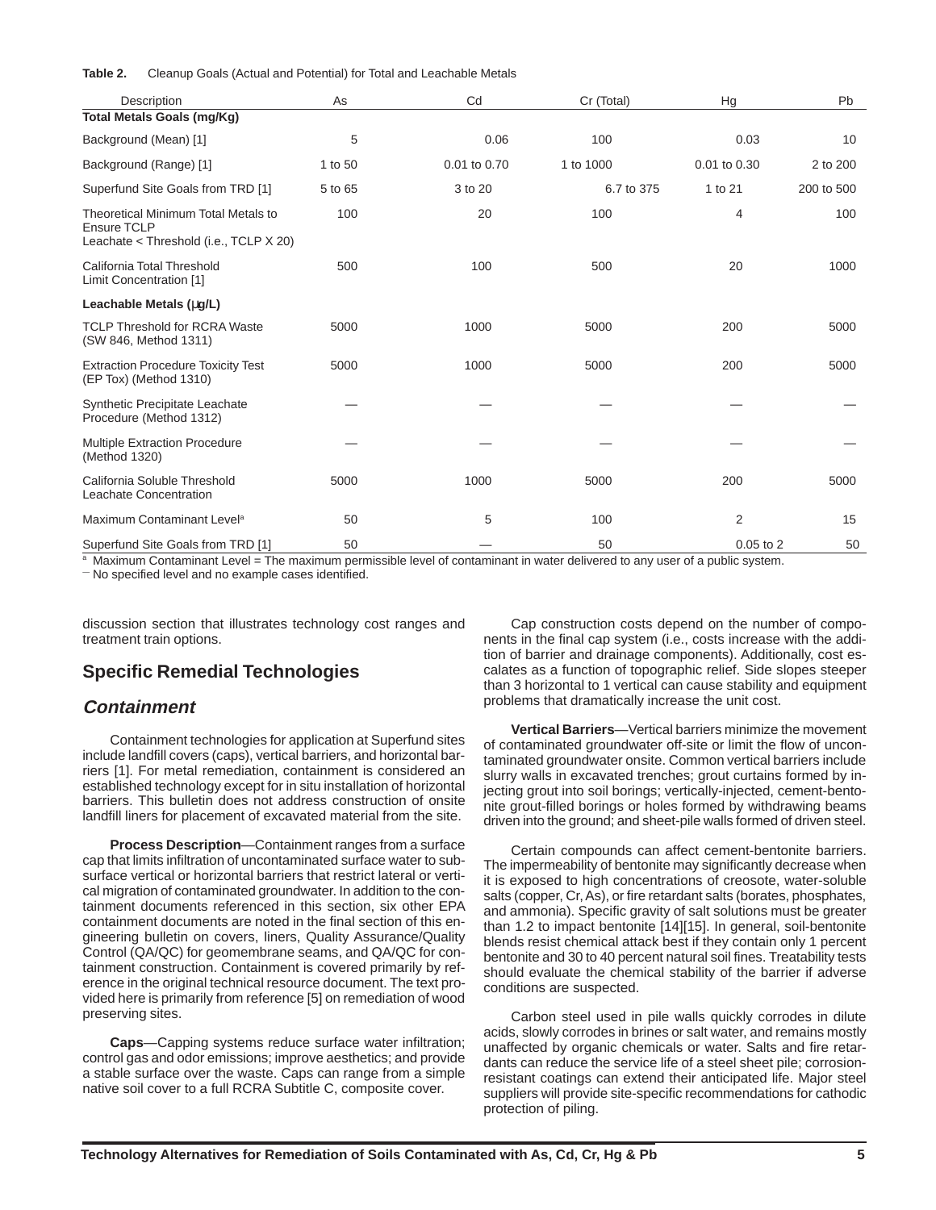**Table 2.** Cleanup Goals (Actual and Potential) for Total and Leachable Metals

| Description | As | Cd | Cr (Total) | Hg | Pb |
|---|---|---|---|---|---|
| **Total Metals Goals (mg/Kg)** | | | | | |
| Background (Mean) [1] | 5 | 0.06 | 100 | 0.03 | 10 |
| Background (Range) [1] | 1 to 50 | 0.01 to 0.70 | 1 to 1000 | 0.01 to 0.30 | 2 to 200 |
| Superfund Site Goals from TRD [1] | 5 to 65 | 3 to 20 | 6.7 to 375 | 1 to 21 | 200 to 500 |
| Theoretical Minimum Total Metals to Ensure TCLP Leachate < Threshold (i.e., TCLP X 20) | 100 | 20 | 100 | 4 | 100 |
| California Total Threshold Limit Concentration [1] | 500 | 100 | 500 | 20 | 1000 |
| **Leachable Metals (µg/L)** | | | | | |
| TCLP Threshold for RCRA Waste (SW 846, Method 1311) | 5000 | 1000 | 5000 | 200 | 5000 |
| Extraction Procedure Toxicity Test (EP Tox) (Method 1310) | 5000 | 1000 | 5000 | 200 | 5000 |
| Synthetic Precipitate Leachate Procedure (Method 1312) | — | — | — | — | — |
| Multiple Extraction Procedure (Method 1320) | — | — | — | — | — |
| California Soluble Threshold Leachate Concentration | 5000 | 1000 | 5000 | 200 | 5000 |
| Maximum Contaminant Level[a] | 50 | 5 | 100 | 2 | 15 |
| Superfund Site Goals from TRD [1] | 50 | — | 50 | 0.05 to 2 | 50 |

[a] Maximum Contaminant Level = The maximum permissible level of contaminant in water delivered to any user of a public system.
— No specified level and no example cases identified.

discussion section that illustrates technology cost ranges and treatment train options.

## Specific Remedial Technologies

### *Containment*

Containment technologies for application at Superfund sites include landfill covers (caps), vertical barriers, and horizontal barriers [1]. For metal remediation, containment is considered an established technology except for in situ installation of horizontal barriers. This bulletin does not address construction of onsite landfill liners for placement of excavated material from the site.

**Process Description**—Containment ranges from a surface cap that limits infiltration of uncontaminated surface water to subsurface vertical or horizontal barriers that restrict lateral or vertical migration of contaminated groundwater. In addition to the containment documents referenced in this section, six other EPA containment documents are noted in the final section of this engineering bulletin on covers, liners, Quality Assurance/Quality Control (QA/QC) for geomembrane seams, and QA/QC for containment construction. Containment is covered primarily by reference in the original technical resource document. The text provided here is primarily from reference [5] on remediation of wood preserving sites.

**Caps**—Capping systems reduce surface water infiltration; control gas and odor emissions; improve aesthetics; and provide a stable surface over the waste. Caps can range from a simple native soil cover to a full RCRA Subtitle C, composite cover.

Cap construction costs depend on the number of components in the final cap system (i.e., costs increase with the addition of barrier and drainage components). Additionally, cost escalates as a function of topographic relief. Side slopes steeper than 3 horizontal to 1 vertical can cause stability and equipment problems that dramatically increase the unit cost.

**Vertical Barriers**—Vertical barriers minimize the movement of contaminated groundwater off-site or limit the flow of uncontaminated groundwater onsite. Common vertical barriers include slurry walls in excavated trenches; grout curtains formed by injecting grout into soil borings; vertically-injected, cement-bentonite grout-filled borings or holes formed by withdrawing beams driven into the ground; and sheet-pile walls formed of driven steel.

Certain compounds can affect cement-bentonite barriers. The impermeability of bentonite may significantly decrease when it is exposed to high concentrations of creosote, water-soluble salts (copper, Cr, As), or fire retardant salts (borates, phosphates, and ammonia). Specific gravity of salt solutions must be greater than 1.2 to impact bentonite [14][15]. In general, soil-bentonite blends resist chemical attack best if they contain only 1 percent bentonite and 30 to 40 percent natural soil fines. Treatability tests should evaluate the chemical stability of the barrier if adverse conditions are suspected.

Carbon steel used in pile walls quickly corrodes in dilute acids, slowly corrodes in brines or salt water, and remains mostly unaffected by organic chemicals or water. Salts and fire retardants can reduce the service life of a steel sheet pile; corrosion-resistant coatings can extend their anticipated life. Major steel suppliers will provide site-specific recommendations for cathodic protection of piling.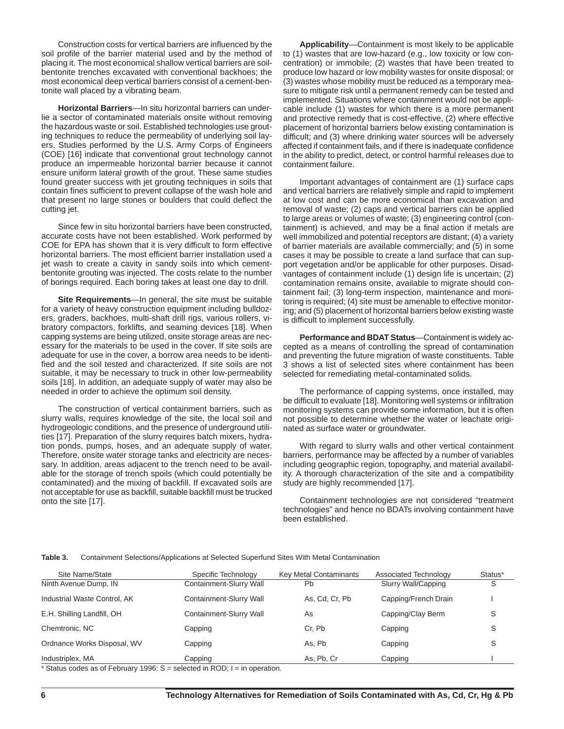Construction costs for vertical barriers are influenced by the soil profile of the barrier material used and by the method of placing it. The most economical shallow vertical barriers are soil-bentonite trenches excavated with conventional backhoes; the most economical deep vertical barriers consist of a cement-bentonite wall placed by a vibrating beam.

**Horizontal Barriers**—In situ horizontal barriers can underlie a sector of contaminated materials onsite without removing the hazardous waste or soil. Established technologies use grouting techniques to reduce the permeability of underlying soil layers. Studies performed by the U.S. Army Corps of Engineers (COE) [16] indicate that conventional grout technology cannot produce an impermeable horizontal barrier because it cannot ensure uniform lateral growth of the grout. These same studies found greater success with jet grouting techniques in soils that contain fines sufficient to prevent collapse of the wash hole and that present no large stones or boulders that could deflect the cutting jet.

Since few in situ horizontal barriers have been constructed, accurate costs have not been established. Work performed by COE for EPA has shown that it is very difficult to form effective horizontal barriers. The most efficient barrier installation used a jet wash to create a cavity in sandy soils into which cement-bentonite grouting was injected. The costs relate to the number of borings required. Each boring takes at least one day to drill.

**Site Requirements**—In general, the site must be suitable for a variety of heavy construction equipment including bulldozers, graders, backhoes, multi-shaft drill rigs, various rollers, vibratory compactors, forklifts, and seaming devices [18]. When capping systems are being utilized, onsite storage areas are necessary for the materials to be used in the cover. If site soils are adequate for use in the cover, a borrow area needs to be identified and the soil tested and characterized. If site soils are not suitable, it may be necessary to truck in other low-permeability soils [18]. In addition, an adequate supply of water may also be needed in order to achieve the optimum soil density.

The construction of vertical containment barriers, such as slurry walls, requires knowledge of the site, the local soil and hydrogeologic conditions, and the presence of underground utilities [17]. Preparation of the slurry requires batch mixers, hydration ponds, pumps, hoses, and an adequate supply of water. Therefore, onsite water storage tanks and electricity are necessary. In addition, areas adjacent to the trench need to be available for the storage of trench spoils (which could potentially be contaminated) and the mixing of backfill. If excavated soils are not acceptable for use as backfill, suitable backfill must be trucked onto the site [17].

**Applicability**—Containment is most likely to be applicable to (1) wastes that are low-hazard (e.g., low toxicity or low concentration) or immobile; (2) wastes that have been treated to produce low hazard or low mobility wastes for onsite disposal; or (3) wastes whose mobility must be reduced as a temporary measure to mitigate risk until a permanent remedy can be tested and implemented. Situations where containment would not be applicable include (1) wastes for which there is a more permanent and protective remedy that is cost-effective, (2) where effective placement of horizontal barriers below existing contamination is difficult; and (3) where drinking water sources will be adversely affected if containment fails, and if there is inadequate confidence in the ability to predict, detect, or control harmful releases due to containment failure.

Important advantages of containment are (1) surface caps and vertical barriers are relatively simple and rapid to implement at low cost and can be more economical than excavation and removal of waste; (2) caps and vertical barriers can be applied to large areas or volumes of waste; (3) engineering control (containment) is achieved, and may be a final action if metals are well immobilized and potential receptors are distant; (4) a variety of barrier materials are available commercially; and (5) in some cases it may be possible to create a land surface that can support vegetation and/or be applicable for other purposes. Disadvantages of containment include (1) design life is uncertain; (2) contamination remains onsite, available to migrate should containment fail; (3) long-term inspection, maintenance and monitoring is required; (4) site must be amenable to effective monitoring; and (5) placement of horizontal barriers below existing waste is difficult to implement successfully.

**Performance and BDAT Status**—Containment is widely accepted as a means of controlling the spread of contamination and preventing the future migration of waste constituents. Table 3 shows a list of selected sites where containment has been selected for remediating metal-contaminated solids.

The performance of capping systems, once installed, may be difficult to evaluate [18]. Monitoring well systems or infiltration monitoring systems can provide some information, but it is often not possible to determine whether the water or leachate originated as surface water or groundwater.

With regard to slurry walls and other vertical containment barriers, performance may be affected by a number of variables including geographic region, topography, and material availability. A thorough characterization of the site and a compatibility study are highly recommended [17].

Containment technologies are not considered "treatment technologies" and hence no BDATs involving containment have been established.

**Table 3.** Containment Selections/Applications at Selected Superfund Sites With Metal Contamination

| Site Name/State | Specific Technology | Key Metal Contaminants | Associated Technology | Status[a] |
|---|---|---|---|---|
| Ninth Avenue Dump, IN | Containment-Slurry Wall | Pb | Slurry Wall/Capping | S |
| Industrial Waste Control, AK | Containment-Slurry Wall | As, Cd, Cr, Pb | Capping/French Drain | I |
| E.H. Shilling Landfill, OH | Containment-Slurry Wall | As | Capping/Clay Berm | S |
| Chemtronic, NC | Capping | Cr, Pb | Capping | S |
| Ordnance Works Disposal, WV | Capping | As, Pb | Capping | S |
| Industriplex, MA | Capping | As, Pb, Cr | Capping | I |

[a] Status codes as of February 1996: S = selected in ROD; I = in operation.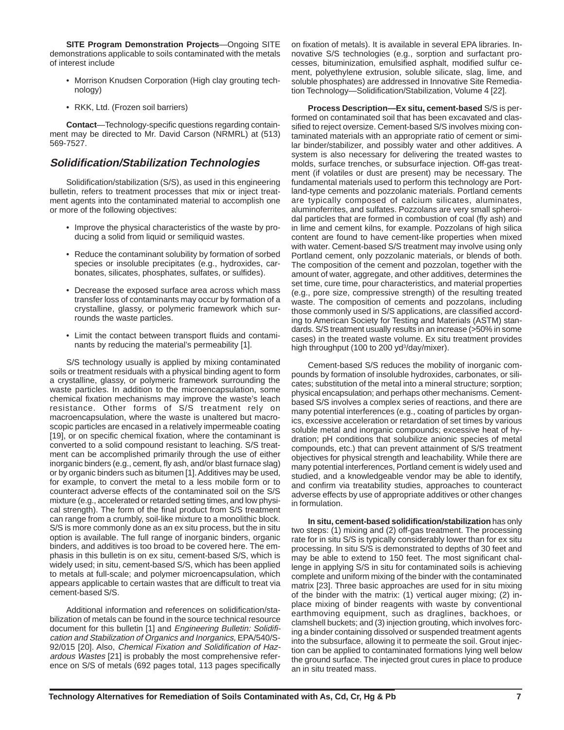**SITE Program Demonstration Projects**—Ongoing SITE demonstrations applicable to soils contaminated with the metals of interest include

- Morrison Knudsen Corporation (High clay grouting technology)
- RKK, Ltd. (Frozen soil barriers)

**Contact**—Technology-specific questions regarding containment may be directed to Mr. David Carson (NRMRL) at (513) 569-7527.

## Solidification/Stabilization Technologies

Solidification/stabilization (S/S), as used in this engineering bulletin, refers to treatment processes that mix or inject treatment agents into the contaminated material to accomplish one or more of the following objectives:

- Improve the physical characteristics of the waste by producing a solid from liquid or semiliquid wastes.
- Reduce the contaminant solubility by formation of sorbed species or insoluble precipitates (e.g., hydroxides, carbonates, silicates, phosphates, sulfates, or sulfides).
- Decrease the exposed surface area across which mass transfer loss of contaminants may occur by formation of a crystalline, glassy, or polymeric framework which surrounds the waste particles.
- Limit the contact between transport fluids and contaminants by reducing the material's permeability [1].

S/S technology usually is applied by mixing contaminated soils or treatment residuals with a physical binding agent to form a crystalline, glassy, or polymeric framework surrounding the waste particles. In addition to the microencapsulation, some chemical fixation mechanisms may improve the waste's leach resistance. Other forms of S/S treatment rely on macroencapsulation, where the waste is unaltered but macroscopic particles are encased in a relatively impermeable coating [19], or on specific chemical fixation, where the contaminant is converted to a solid compound resistant to leaching. S/S treatment can be accomplished primarily through the use of either inorganic binders (e.g., cement, fly ash, and/or blast furnace slag) or by organic binders such as bitumen [1]. Additives may be used, for example, to convert the metal to a less mobile form or to counteract adverse effects of the contaminated soil on the S/S mixture (e.g., accelerated or retarded setting times, and low physical strength). The form of the final product from S/S treatment can range from a crumbly, soil-like mixture to a monolithic block. S/S is more commonly done as an ex situ process, but the in situ option is available. The full range of inorganic binders, organic binders, and additives is too broad to be covered here. The emphasis in this bulletin is on ex situ, cement-based S/S, which is widely used; in situ, cement-based S/S, which has been applied to metals at full-scale; and polymer microencapsulation, which appears applicable to certain wastes that are difficult to treat via cement-based S/S.

Additional information and references on solidification/stabilization of metals can be found in the source technical resource document for this bulletin [1] and *Engineering Bulletin: Solidification and Stabilization of Organics and Inorganics,* EPA/540/S-92/015 [20]. Also, *Chemical Fixation and Solidification of Hazardous Wastes* [21] is probably the most comprehensive reference on S/S of metals (692 pages total, 113 pages specifically on fixation of metals). It is available in several EPA libraries. Innovative S/S technologies (e.g., sorption and surfactant processes, bituminization, emulsified asphalt, modified sulfur cement, polyethylene extrusion, soluble silicate, slag, lime, and soluble phosphates) are addressed in Innovative Site Remediation Technology—Solidification/Stabilization, Volume 4 [22].

**Process Description—Ex situ, cement-based** S/S is performed on contaminated soil that has been excavated and classified to reject oversize. Cement-based S/S involves mixing contaminated materials with an appropriate ratio of cement or similar binder/stabilizer, and possibly water and other additives. A system is also necessary for delivering the treated wastes to molds, surface trenches, or subsurface injection. Off-gas treatment (if volatiles or dust are present) may be necessary. The fundamental materials used to perform this technology are Portland-type cements and pozzolanic materials. Portland cements are typically composed of calcium silicates, aluminates, aluminoferrites, and sulfates. Pozzolans are very small spheroidal particles that are formed in combustion of coal (fly ash) and in lime and cement kilns, for example. Pozzolans of high silica content are found to have cement-like properties when mixed with water. Cement-based S/S treatment may involve using only Portland cement, only pozzolanic materials, or blends of both. The composition of the cement and pozzolan, together with the amount of water, aggregate, and other additives, determines the set time, cure time, pour characteristics, and material properties (e.g., pore size, compressive strength) of the resulting treated waste. The composition of cements and pozzolans, including those commonly used in S/S applications, are classified according to American Society for Testing and Materials (ASTM) standards. S/S treatment usually results in an increase (>50% in some cases) in the treated waste volume. Ex situ treatment provides high throughput (100 to 200 $yd^3$/day/mixer).

Cement-based S/S reduces the mobility of inorganic compounds by formation of insoluble hydroxides, carbonates, or silicates; substitution of the metal into a mineral structure; sorption; physical encapsulation; and perhaps other mechanisms. Cement-based S/S involves a complex series of reactions, and there are many potential interferences (e.g., coating of particles by organics, excessive acceleration or retardation of set times by various soluble metal and inorganic compounds; excessive heat of hydration; pH conditions that solubilize anionic species of metal compounds, etc.) that can prevent attainment of S/S treatment objectives for physical strength and leachability. While there are many potential interferences, Portland cement is widely used and studied, and a knowledgeable vendor may be able to identify, and confirm via treatability studies, approaches to counteract adverse effects by use of appropriate additives or other changes in formulation.

**In situ, cement-based solidification/stabilization** has only two steps: (1) mixing and (2) off-gas treatment. The processing rate for in situ S/S is typically considerably lower than for ex situ processing. In situ S/S is demonstrated to depths of 30 feet and may be able to extend to 150 feet. The most significant challenge in applying S/S in situ for contaminated soils is achieving complete and uniform mixing of the binder with the contaminated matrix [23]. Three basic approaches are used for in situ mixing of the binder with the matrix: (1) vertical auger mixing; (2) in-place mixing of binder reagents with waste by conventional earthmoving equipment, such as draglines, backhoes, or clamshell buckets; and (3) injection grouting, which involves forcing a binder containing dissolved or suspended treatment agents into the subsurface, allowing it to permeate the soil. Grout injection can be applied to contaminated formations lying well below the ground surface. The injected grout cures in place to produce an in situ treated mass.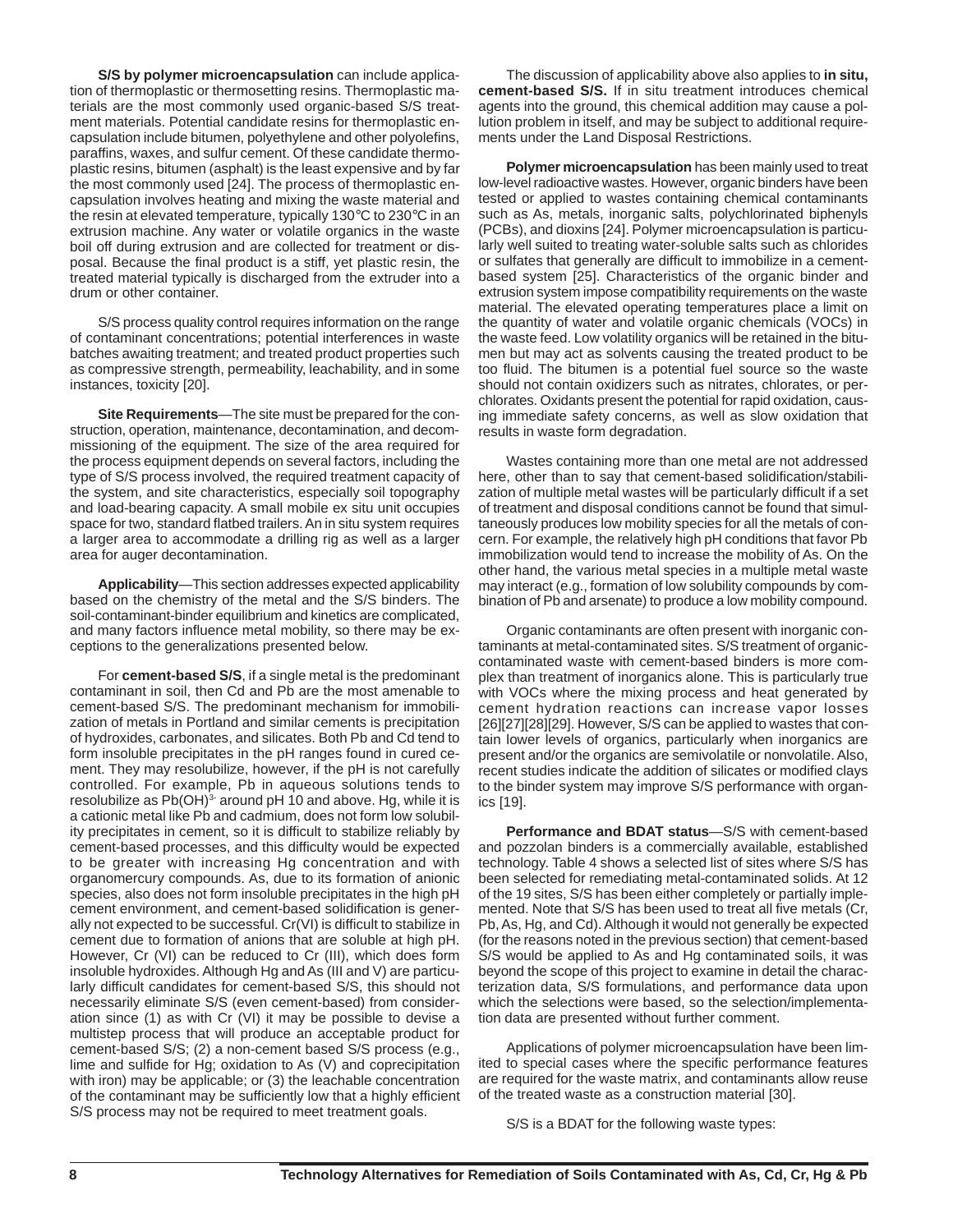**S/S by polymer microencapsulation** can include application of thermoplastic or thermosetting resins. Thermoplastic materials are the most commonly used organic-based S/S treatment materials. Potential candidate resins for thermoplastic encapsulation include bitumen, polyethylene and other polyolefins, paraffins, waxes, and sulfur cement. Of these candidate thermoplastic resins, bitumen (asphalt) is the least expensive and by far the most commonly used [24]. The process of thermoplastic encapsulation involves heating and mixing the waste material and the resin at elevated temperature, typically 130°C to 230°C in an extrusion machine. Any water or volatile organics in the waste boil off during extrusion and are collected for treatment or disposal. Because the final product is a stiff, yet plastic resin, the treated material typically is discharged from the extruder into a drum or other container.

S/S process quality control requires information on the range of contaminant concentrations; potential interferences in waste batches awaiting treatment; and treated product properties such as compressive strength, permeability, leachability, and in some instances, toxicity [20].

**Site Requirements**—The site must be prepared for the construction, operation, maintenance, decontamination, and decommissioning of the equipment. The size of the area required for the process equipment depends on several factors, including the type of S/S process involved, the required treatment capacity of the system, and site characteristics, especially soil topography and load-bearing capacity. A small mobile ex situ unit occupies space for two, standard flatbed trailers. An in situ system requires a larger area to accommodate a drilling rig as well as a larger area for auger decontamination.

**Applicability**—This section addresses expected applicability based on the chemistry of the metal and the S/S binders. The soil-contaminant-binder equilibrium and kinetics are complicated, and many factors influence metal mobility, so there may be exceptions to the generalizations presented below.

For **cement-based S/S**, if a single metal is the predominant contaminant in soil, then Cd and Pb are the most amenable to cement-based S/S. The predominant mechanism for immobilization of metals in Portland and similar cements is precipitation of hydroxides, carbonates, and silicates. Both Pb and Cd tend to form insoluble precipitates in the pH ranges found in cured cement. They may resolubilize, however, if the pH is not carefully controlled. For example, Pb in aqueous solutions tends to resolubilize as $Pb(OH)^{3-}$ around pH 10 and above. Hg, while it is a cationic metal like Pb and cadmium, does not form low solubility precipitates in cement, so it is difficult to stabilize reliably by cement-based processes, and this difficulty would be expected to be greater with increasing Hg concentration and with organomercury compounds. As, due to its formation of anionic species, also does not form insoluble precipitates in the high pH cement environment, and cement-based solidification is generally not expected to be successful. Cr(VI) is difficult to stabilize in cement due to formation of anions that are soluble at high pH. However, Cr (VI) can be reduced to Cr (III), which does form insoluble hydroxides. Although Hg and As (III and V) are particularly difficult candidates for cement-based S/S, this should not necessarily eliminate S/S (even cement-based) from consideration since (1) as with Cr (VI) it may be possible to devise a multistep process that will produce an acceptable product for cement-based S/S; (2) a non-cement based S/S process (e.g., lime and sulfide for Hg; oxidation to As (V) and coprecipitation with iron) may be applicable; or (3) the leachable concentration of the contaminant may be sufficiently low that a highly efficient S/S process may not be required to meet treatment goals.

The discussion of applicability above also applies to **in situ, cement-based S/S.** If in situ treatment introduces chemical agents into the ground, this chemical addition may cause a pollution problem in itself, and may be subject to additional requirements under the Land Disposal Restrictions.

**Polymer microencapsulation** has been mainly used to treat low-level radioactive wastes. However, organic binders have been tested or applied to wastes containing chemical contaminants such as As, metals, inorganic salts, polychlorinated biphenyls (PCBs), and dioxins [24]. Polymer microencapsulation is particularly well suited to treating water-soluble salts such as chlorides or sulfates that generally are difficult to immobilize in a cement-based system [25]. Characteristics of the organic binder and extrusion system impose compatibility requirements on the waste material. The elevated operating temperatures place a limit on the quantity of water and volatile organic chemicals (VOCs) in the waste feed. Low volatility organics will be retained in the bitumen but may act as solvents causing the treated product to be too fluid. The bitumen is a potential fuel source so the waste should not contain oxidizers such as nitrates, chlorates, or perchlorates. Oxidants present the potential for rapid oxidation, causing immediate safety concerns, as well as slow oxidation that results in waste form degradation.

Wastes containing more than one metal are not addressed here, other than to say that cement-based solidification/stabilization of multiple metal wastes will be particularly difficult if a set of treatment and disposal conditions cannot be found that simultaneously produces low mobility species for all the metals of concern. For example, the relatively high pH conditions that favor Pb immobilization would tend to increase the mobility of As. On the other hand, the various metal species in a multiple metal waste may interact (e.g., formation of low solubility compounds by combination of Pb and arsenate) to produce a low mobility compound.

Organic contaminants are often present with inorganic contaminants at metal-contaminated sites. S/S treatment of organic-contaminated waste with cement-based binders is more complex than treatment of inorganics alone. This is particularly true with VOCs where the mixing process and heat generated by cement hydration reactions can increase vapor losses [26][27][28][29]. However, S/S can be applied to wastes that contain lower levels of organics, particularly when inorganics are present and/or the organics are semivolatile or nonvolatile. Also, recent studies indicate the addition of silicates or modified clays to the binder system may improve S/S performance with organics [19].

**Performance and BDAT status**—S/S with cement-based and pozzolan binders is a commercially available, established technology. Table 4 shows a selected list of sites where S/S has been selected for remediating metal-contaminated solids. At 12 of the 19 sites, S/S has been either completely or partially implemented. Note that S/S has been used to treat all five metals (Cr, Pb, As, Hg, and Cd). Although it would not generally be expected (for the reasons noted in the previous section) that cement-based S/S would be applied to As and Hg contaminated soils, it was beyond the scope of this project to examine in detail the characterization data, S/S formulations, and performance data upon which the selections were based, so the selection/implementation data are presented without further comment.

Applications of polymer microencapsulation have been limited to special cases where the specific performance features are required for the waste matrix, and contaminants allow reuse of the treated waste as a construction material [30].

S/S is a BDAT for the following waste types: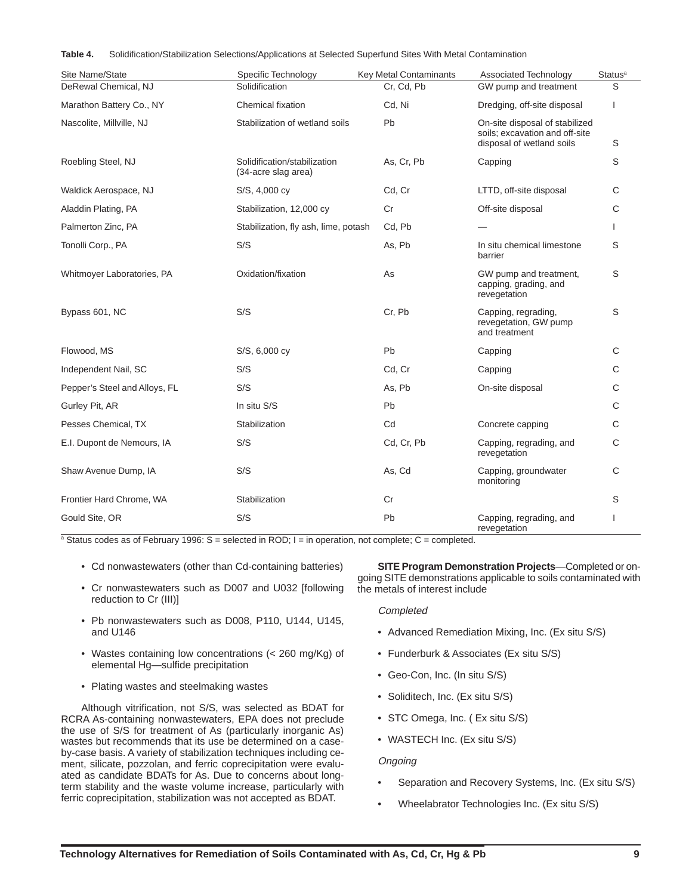**Table 4.** Solidification/Stabilization Selections/Applications at Selected Superfund Sites With Metal Contamination

| Site Name/State | Specific Technology | Key Metal Contaminants | Associated Technology | Status[a] |
|---|---|---|---|---|
| DeRewal Chemical, NJ | Solidification | Cr, Cd, Pb | GW pump and treatment | S |
| Marathon Battery Co., NY | Chemical fixation | Cd, Ni | Dredging, off-site disposal | I |
| Nascolite, Millville, NJ | Stabilization of wetland soils | Pb | On-site disposal of stabilized soils; excavation and off-site disposal of wetland soils | S |
| Roebling Steel, NJ | Solidification/stabilization (34-acre slag area) | As, Cr, Pb | Capping | S |
| Waldick Aerospace, NJ | S/S, 4,000 cy | Cd, Cr | LTTD, off-site disposal | C |
| Aladdin Plating, PA | Stabilization, 12,000 cy | Cr | Off-site disposal | C |
| Palmerton Zinc, PA | Stabilization, fly ash, lime, potash | Cd, Pb | — | I |
| Tonolli Corp., PA | S/S | As, Pb | In situ chemical limestone barrier | S |
| Whitmoyer Laboratories, PA | Oxidation/fixation | As | GW pump and treatment, capping, grading, and revegetation | S |
| Bypass 601, NC | S/S | Cr, Pb | Capping, regrading, revegetation, GW pump and treatment | S |
| Flowood, MS | S/S, 6,000 cy | Pb | Capping | C |
| Independent Nail, SC | S/S | Cd, Cr | Capping | C |
| Pepper's Steel and Alloys, FL | S/S | As, Pb | On-site disposal | C |
| Gurley Pit, AR | In situ S/S | Pb | | C |
| Pesses Chemical, TX | Stabilization | Cd | Concrete capping | C |
| E.I. Dupont de Nemours, IA | S/S | Cd, Cr, Pb | Capping, regrading, and revegetation | C |
| Shaw Avenue Dump, IA | S/S | As, Cd | Capping, groundwater monitoring | C |
| Frontier Hard Chrome, WA | Stabilization | Cr | | S |
| Gould Site, OR | S/S | Pb | Capping, regrading, and revegetation | I |

[a] Status codes as of February 1996: S = selected in ROD; I = in operation, not complete; C = completed.

- Cd nonwastewaters (other than Cd-containing batteries)
- Cr nonwastewaters such as D007 and U032 [following reduction to Cr (III)]
- Pb nonwastewaters such as D008, P110, U144, U145, and U146
- Wastes containing low concentrations (< 260 mg/Kg) of elemental Hg—sulfide precipitation
- Plating wastes and steelmaking wastes

Although vitrification, not S/S, was selected as BDAT for RCRA As-containing nonwastewaters, EPA does not preclude the use of S/S for treatment of As (particularly inorganic As) wastes but recommends that its use be determined on a case-by-case basis. A variety of stabilization techniques including cement, silicate, pozzolan, and ferric coprecipitation were evaluated as candidate BDATs for As. Due to concerns about long-term stability and the waste volume increase, particularly with ferric coprecipitation, stabilization was not accepted as BDAT.

**SITE Program Demonstration Projects**—Completed or ongoing SITE demonstrations applicable to soils contaminated with the metals of interest include

*Completed*

- Advanced Remediation Mixing, Inc. (Ex situ S/S)
- Funderburk & Associates (Ex situ S/S)
- Geo-Con, Inc. (In situ S/S)
- Soliditech, Inc. (Ex situ S/S)
- STC Omega, Inc. ( Ex situ S/S)
- WASTECH Inc. (Ex situ S/S)

*Ongoing*

- Separation and Recovery Systems, Inc. (Ex situ S/S)
- Wheelabrator Technologies Inc. (Ex situ S/S)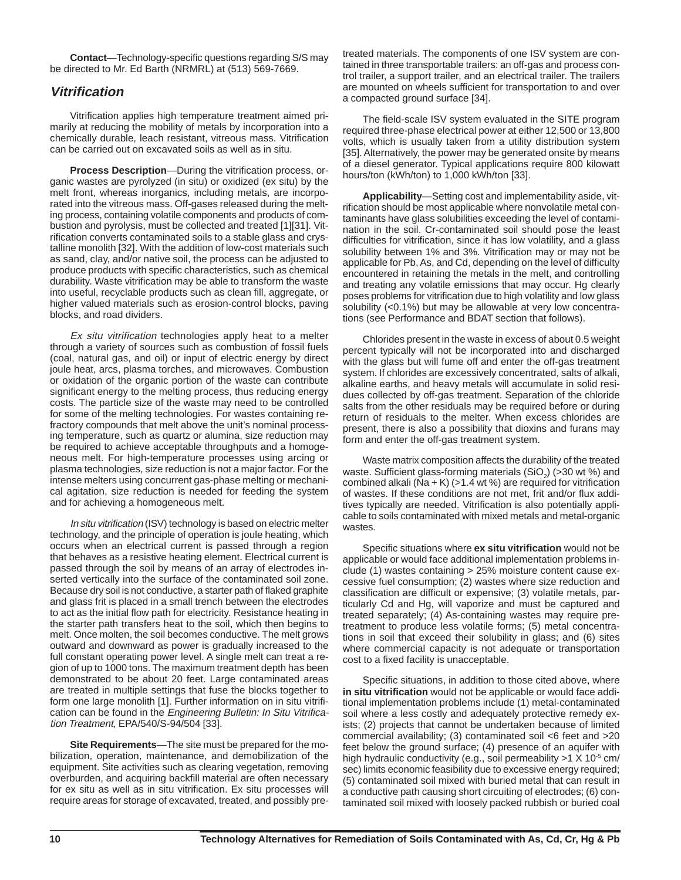**Contact**—Technology-specific questions regarding S/S may be directed to Mr. Ed Barth (NRMRL) at (513) 569-7669.

## *Vitrification*

Vitrification applies high temperature treatment aimed primarily at reducing the mobility of metals by incorporation into a chemically durable, leach resistant, vitreous mass. Vitrification can be carried out on excavated soils as well as in situ.

**Process Description**—During the vitrification process, organic wastes are pyrolyzed (in situ) or oxidized (ex situ) by the melt front, whereas inorganics, including metals, are incorporated into the vitreous mass. Off-gases released during the melting process, containing volatile components and products of combustion and pyrolysis, must be collected and treated [1][31]. Vitrification converts contaminated soils to a stable glass and crystalline monolith [32]. With the addition of low-cost materials such as sand, clay, and/or native soil, the process can be adjusted to produce products with specific characteristics, such as chemical durability. Waste vitrification may be able to transform the waste into useful, recyclable products such as clean fill, aggregate, or higher valued materials such as erosion-control blocks, paving blocks, and road dividers.

*Ex situ vitrification* technologies apply heat to a melter through a variety of sources such as combustion of fossil fuels (coal, natural gas, and oil) or input of electric energy by direct joule heat, arcs, plasma torches, and microwaves. Combustion or oxidation of the organic portion of the waste can contribute significant energy to the melting process, thus reducing energy costs. The particle size of the waste may need to be controlled for some of the melting technologies. For wastes containing refractory compounds that melt above the unit's nominal processing temperature, such as quartz or alumina, size reduction may be required to achieve acceptable throughputs and a homogeneous melt. For high-temperature processes using arcing or plasma technologies, size reduction is not a major factor. For the intense melters using concurrent gas-phase melting or mechanical agitation, size reduction is needed for feeding the system and for achieving a homogeneous melt.

*In situ vitrification* (ISV) technology is based on electric melter technology, and the principle of operation is joule heating, which occurs when an electrical current is passed through a region that behaves as a resistive heating element. Electrical current is passed through the soil by means of an array of electrodes inserted vertically into the surface of the contaminated soil zone. Because dry soil is not conductive, a starter path of flaked graphite and glass frit is placed in a small trench between the electrodes to act as the initial flow path for electricity. Resistance heating in the starter path transfers heat to the soil, which then begins to melt. Once molten, the soil becomes conductive. The melt grows outward and downward as power is gradually increased to the full constant operating power level. A single melt can treat a region of up to 1000 tons. The maximum treatment depth has been demonstrated to be about 20 feet. Large contaminated areas are treated in multiple settings that fuse the blocks together to form one large monolith [1]. Further information on in situ vitrification can be found in the *Engineering Bulletin: In Situ Vitrification Treatment,* EPA/540/S-94/504 [33].

**Site Requirements**—The site must be prepared for the mobilization, operation, maintenance, and demobilization of the equipment. Site activities such as clearing vegetation, removing overburden, and acquiring backfill material are often necessary for ex situ as well as in situ vitrification. Ex situ processes will require areas for storage of excavated, treated, and possibly pretreated materials. The components of one ISV system are contained in three transportable trailers: an off-gas and process control trailer, a support trailer, and an electrical trailer. The trailers are mounted on wheels sufficient for transportation to and over a compacted ground surface [34].

The field-scale ISV system evaluated in the SITE program required three-phase electrical power at either 12,500 or 13,800 volts, which is usually taken from a utility distribution system [35]. Alternatively, the power may be generated onsite by means of a diesel generator. Typical applications require 800 kilowatt hours/ton (kWh/ton) to 1,000 kWh/ton [33].

**Applicability**—Setting cost and implementability aside, vitrification should be most applicable where nonvolatile metal contaminants have glass solubilities exceeding the level of contamination in the soil. Cr-contaminated soil should pose the least difficulties for vitrification, since it has low volatility, and a glass solubility between 1% and 3%. Vitrification may or may not be applicable for Pb, As, and Cd, depending on the level of difficulty encountered in retaining the metals in the melt, and controlling and treating any volatile emissions that may occur. Hg clearly poses problems for vitrification due to high volatility and low glass solubility (<0.1%) but may be allowable at very low concentrations (see Performance and BDAT section that follows).

Chlorides present in the waste in excess of about 0.5 weight percent typically will not be incorporated into and discharged with the glass but will fume off and enter the off-gas treatment system. If chlorides are excessively concentrated, salts of alkali, alkaline earths, and heavy metals will accumulate in solid residues collected by off-gas treatment. Separation of the chloride salts from the other residuals may be required before or during return of residuals to the melter. When excess chlorides are present, there is also a possibility that dioxins and furans may form and enter the off-gas treatment system.

Waste matrix composition affects the durability of the treated waste. Sufficient glass-forming materials ($SiO_2$) (>30 wt %) and combined alkali (Na + K) (>1.4 wt %) are required for vitrification of wastes. If these conditions are not met, frit and/or flux additives typically are needed. Vitrification is also potentially applicable to soils contaminated with mixed metals and metal-organic wastes.

Specific situations where **ex situ vitrification** would not be applicable or would face additional implementation problems include (1) wastes containing > 25% moisture content cause excessive fuel consumption; (2) wastes where size reduction and classification are difficult or expensive; (3) volatile metals, particularly Cd and Hg, will vaporize and must be captured and treated separately; (4) As-containing wastes may require pretreatment to produce less volatile forms; (5) metal concentrations in soil that exceed their solubility in glass; and (6) sites where commercial capacity is not adequate or transportation cost to a fixed facility is unacceptable.

Specific situations, in addition to those cited above, where **in situ vitrification** would not be applicable or would face additional implementation problems include (1) metal-contaminated soil where a less costly and adequately protective remedy exists; (2) projects that cannot be undertaken because of limited commercial availability; (3) contaminated soil <6 feet and >20 feet below the ground surface; (4) presence of an aquifer with high hydraulic conductivity (e.g., soil permeability >$1 \times 10^{-5}$ cm/sec) limits economic feasibility due to excessive energy required; (5) contaminated soil mixed with buried metal that can result in a conductive path causing short circuiting of electrodes; (6) contaminated soil mixed with loosely packed rubbish or buried coal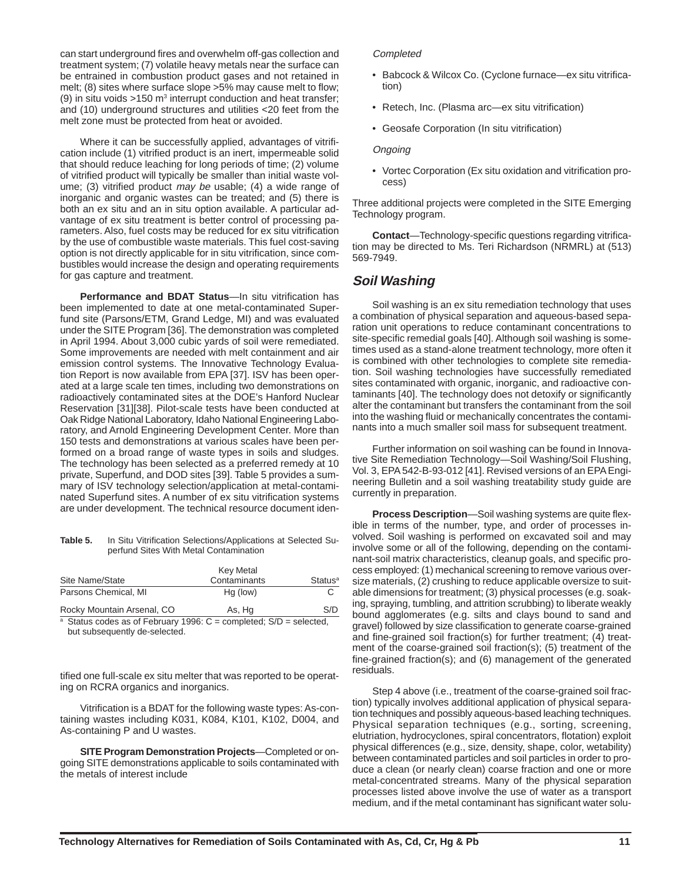can start underground fires and overwhelm off-gas collection and treatment system; (7) volatile heavy metals near the surface can be entrained in combustion product gases and not retained in melt; (8) sites where surface slope >5% may cause melt to flow; (9) in situ voids >150 $m^3$ interrupt conduction and heat transfer; and (10) underground structures and utilities <20 feet from the melt zone must be protected from heat or avoided.

Where it can be successfully applied, advantages of vitrification include (1) vitrified product is an inert, impermeable solid that should reduce leaching for long periods of time; (2) volume of vitrified product will typically be smaller than initial waste volume; (3) vitrified product *may be* usable; (4) a wide range of inorganic and organic wastes can be treated; and (5) there is both an ex situ and an in situ option available. A particular advantage of ex situ treatment is better control of processing parameters. Also, fuel costs may be reduced for ex situ vitrification by the use of combustible waste materials. This fuel cost-saving option is not directly applicable for in situ vitrification, since combustibles would increase the design and operating requirements for gas capture and treatment.

**Performance and BDAT Status**—In situ vitrification has been implemented to date at one metal-contaminated Superfund site (Parsons/ETM, Grand Ledge, MI) and was evaluated under the SITE Program [36]. The demonstration was completed in April 1994. About 3,000 cubic yards of soil were remediated. Some improvements are needed with melt containment and air emission control systems. The Innovative Technology Evaluation Report is now available from EPA [37]. ISV has been operated at a large scale ten times, including two demonstrations on radioactively contaminated sites at the DOE's Hanford Nuclear Reservation [31][38]. Pilot-scale tests have been conducted at Oak Ridge National Laboratory, Idaho National Engineering Laboratory, and Arnold Engineering Development Center. More than 150 tests and demonstrations at various scales have been performed on a broad range of waste types in soils and sludges. The technology has been selected as a preferred remedy at 10 private, Superfund, and DOD sites [39]. Table 5 provides a summary of ISV technology selection/application at metal-contaminated Superfund sites. A number of ex situ vitrification systems are under development. The technical resource document identified one full-scale ex situ melter that was reported to be operating on RCRA organics and inorganics.

**Table 5.** In Situ Vitrification Selections/Applications at Selected Superfund Sites With Metal Contamination

| Site Name/State | Key Metal Contaminants | Status[a] |
|---|---|---|
| Parsons Chemical, MI | Hg (low) | C |
| Rocky Mountain Arsenal, CO | As, Hg | S/D |

[a] Status codes as of February 1996: C = completed; S/D = selected, but subsequently de-selected.

Vitrification is a BDAT for the following waste types: As-containing wastes including K031, K084, K101, K102, D004, and As-containing P and U wastes.

**SITE Program Demonstration Projects**—Completed or ongoing SITE demonstrations applicable to soils contaminated with the metals of interest include

*Completed*

- Babcock & Wilcox Co. (Cyclone furnace—ex situ vitrification)
- Retech, Inc. (Plasma arc—ex situ vitrification)
- Geosafe Corporation (In situ vitrification)

*Ongoing*

- Vortec Corporation (Ex situ oxidation and vitrification process)

Three additional projects were completed in the SITE Emerging Technology program.

**Contact**—Technology-specific questions regarding vitrification may be directed to Ms. Teri Richardson (NRMRL) at (513) 569-7949.

## *Soil Washing*

Soil washing is an ex situ remediation technology that uses a combination of physical separation and aqueous-based separation unit operations to reduce contaminant concentrations to site-specific remedial goals [40]. Although soil washing is sometimes used as a stand-alone treatment technology, more often it is combined with other technologies to complete site remediation. Soil washing technologies have successfully remediated sites contaminated with organic, inorganic, and radioactive contaminants [40]. The technology does not detoxify or significantly alter the contaminant but transfers the contaminant from the soil into the washing fluid or mechanically concentrates the contaminants into a much smaller soil mass for subsequent treatment.

Further information on soil washing can be found in Innovative Site Remediation Technology—Soil Washing/Soil Flushing, Vol. 3, EPA 542-B-93-012 [41]. Revised versions of an EPA Engineering Bulletin and a soil washing treatability study guide are currently in preparation.

**Process Description**—Soil washing systems are quite flexible in terms of the number, type, and order of processes involved. Soil washing is performed on excavated soil and may involve some or all of the following, depending on the contaminant-soil matrix characteristics, cleanup goals, and specific process employed: (1) mechanical screening to remove various oversize materials, (2) crushing to reduce applicable oversize to suitable dimensions for treatment; (3) physical processes (e.g. soaking, spraying, tumbling, and attrition scrubbing) to liberate weakly bound agglomerates (e.g. silts and clays bound to sand and gravel) followed by size classification to generate coarse-grained and fine-grained soil fraction(s) for further treatment; (4) treatment of the coarse-grained soil fraction(s); (5) treatment of the fine-grained fraction(s); and (6) management of the generated residuals.

Step 4 above (i.e., treatment of the coarse-grained soil fraction) typically involves additional application of physical separation techniques and possibly aqueous-based leaching techniques. Physical separation techniques (e.g., sorting, screening, elutriation, hydrocyclones, spiral concentrators, flotation) exploit physical differences (e.g., size, density, shape, color, wetability) between contaminated particles and soil particles in order to produce a clean (or nearly clean) coarse fraction and one or more metal-concentrated streams. Many of the physical separation processes listed above involve the use of water as a transport medium, and if the metal contaminant has significant water solu-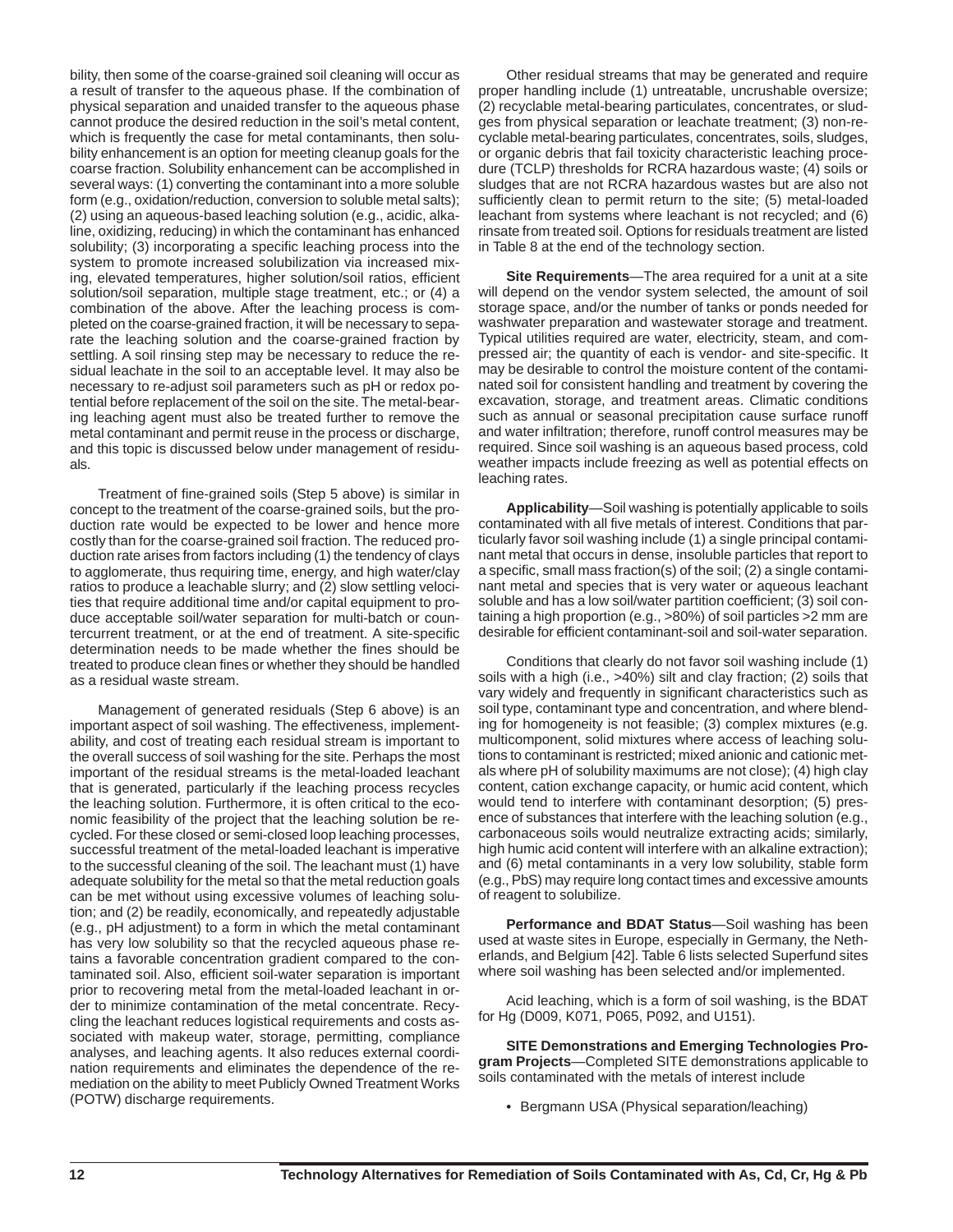bility, then some of the coarse-grained soil cleaning will occur as a result of transfer to the aqueous phase. If the combination of physical separation and unaided transfer to the aqueous phase cannot produce the desired reduction in the soil's metal content, which is frequently the case for metal contaminants, then solubility enhancement is an option for meeting cleanup goals for the coarse fraction. Solubility enhancement can be accomplished in several ways: (1) converting the contaminant into a more soluble form (e.g., oxidation/reduction, conversion to soluble metal salts); (2) using an aqueous-based leaching solution (e.g., acidic, alkaline, oxidizing, reducing) in which the contaminant has enhanced solubility; (3) incorporating a specific leaching process into the system to promote increased solubilization via increased mixing, elevated temperatures, higher solution/soil ratios, efficient solution/soil separation, multiple stage treatment, etc.; or (4) a combination of the above. After the leaching process is completed on the coarse-grained fraction, it will be necessary to separate the leaching solution and the coarse-grained fraction by settling. A soil rinsing step may be necessary to reduce the residual leachate in the soil to an acceptable level. It may also be necessary to re-adjust soil parameters such as pH or redox potential before replacement of the soil on the site. The metal-bearing leaching agent must also be treated further to remove the metal contaminant and permit reuse in the process or discharge, and this topic is discussed below under management of residuals.

Treatment of fine-grained soils (Step 5 above) is similar in concept to the treatment of the coarse-grained soils, but the production rate would be expected to be lower and hence more costly than for the coarse-grained soil fraction. The reduced production rate arises from factors including (1) the tendency of clays to agglomerate, thus requiring time, energy, and high water/clay ratios to produce a leachable slurry; and (2) slow settling velocities that require additional time and/or capital equipment to produce acceptable soil/water separation for multi-batch or countercurrent treatment, or at the end of treatment. A site-specific determination needs to be made whether the fines should be treated to produce clean fines or whether they should be handled as a residual waste stream.

Management of generated residuals (Step 6 above) is an important aspect of soil washing. The effectiveness, implementability, and cost of treating each residual stream is important to the overall success of soil washing for the site. Perhaps the most important of the residual streams is the metal-loaded leachant that is generated, particularly if the leaching process recycles the leaching solution. Furthermore, it is often critical to the economic feasibility of the project that the leaching solution be recycled. For these closed or semi-closed loop leaching processes, successful treatment of the metal-loaded leachant is imperative to the successful cleaning of the soil. The leachant must (1) have adequate solubility for the metal so that the metal reduction goals can be met without using excessive volumes of leaching solution; and (2) be readily, economically, and repeatedly adjustable (e.g., pH adjustment) to a form in which the metal contaminant has very low solubility so that the recycled aqueous phase retains a favorable concentration gradient compared to the contaminated soil. Also, efficient soil-water separation is important prior to recovering metal from the metal-loaded leachant in order to minimize contamination of the metal concentrate. Recycling the leachant reduces logistical requirements and costs associated with makeup water, storage, permitting, compliance analyses, and leaching agents. It also reduces external coordination requirements and eliminates the dependence of the remediation on the ability to meet Publicly Owned Treatment Works (POTW) discharge requirements.

Other residual streams that may be generated and require proper handling include (1) untreatable, uncrushable oversize; (2) recyclable metal-bearing particulates, concentrates, or sludges from physical separation or leachate treatment; (3) non-recyclable metal-bearing particulates, concentrates, soils, sludges, or organic debris that fail toxicity characteristic leaching procedure (TCLP) thresholds for RCRA hazardous waste; (4) soils or sludges that are not RCRA hazardous wastes but are also not sufficiently clean to permit return to the site; (5) metal-loaded leachant from systems where leachant is not recycled; and (6) rinsate from treated soil. Options for residuals treatment are listed in Table 8 at the end of the technology section.

**Site Requirements**—The area required for a unit at a site will depend on the vendor system selected, the amount of soil storage space, and/or the number of tanks or ponds needed for washwater preparation and wastewater storage and treatment. Typical utilities required are water, electricity, steam, and compressed air; the quantity of each is vendor- and site-specific. It may be desirable to control the moisture content of the contaminated soil for consistent handling and treatment by covering the excavation, storage, and treatment areas. Climatic conditions such as annual or seasonal precipitation cause surface runoff and water infiltration; therefore, runoff control measures may be required. Since soil washing is an aqueous based process, cold weather impacts include freezing as well as potential effects on leaching rates.

**Applicability**—Soil washing is potentially applicable to soils contaminated with all five metals of interest. Conditions that particularly favor soil washing include (1) a single principal contaminant metal that occurs in dense, insoluble particles that report to a specific, small mass fraction(s) of the soil; (2) a single contaminant metal and species that is very water or aqueous leachant soluble and has a low soil/water partition coefficient; (3) soil containing a high proportion (e.g., >80%) of soil particles >2 mm are desirable for efficient contaminant-soil and soil-water separation.

Conditions that clearly do not favor soil washing include (1) soils with a high (i.e., >40%) silt and clay fraction; (2) soils that vary widely and frequently in significant characteristics such as soil type, contaminant type and concentration, and where blending for homogeneity is not feasible; (3) complex mixtures (e.g. multicomponent, solid mixtures where access of leaching solutions to contaminant is restricted; mixed anionic and cationic metals where pH of solubility maximums are not close); (4) high clay content, cation exchange capacity, or humic acid content, which would tend to interfere with contaminant desorption; (5) presence of substances that interfere with the leaching solution (e.g., carbonaceous soils would neutralize extracting acids; similarly, high humic acid content will interfere with an alkaline extraction); and (6) metal contaminants in a very low solubility, stable form (e.g., PbS) may require long contact times and excessive amounts of reagent to solubilize.

**Performance and BDAT Status**—Soil washing has been used at waste sites in Europe, especially in Germany, the Netherlands, and Belgium [42]. Table 6 lists selected Superfund sites where soil washing has been selected and/or implemented.

Acid leaching, which is a form of soil washing, is the BDAT for Hg (D009, K071, P065, P092, and U151).

**SITE Demonstrations and Emerging Technologies Program Projects**—Completed SITE demonstrations applicable to soils contaminated with the metals of interest include

- Bergmann USA (Physical separation/leaching)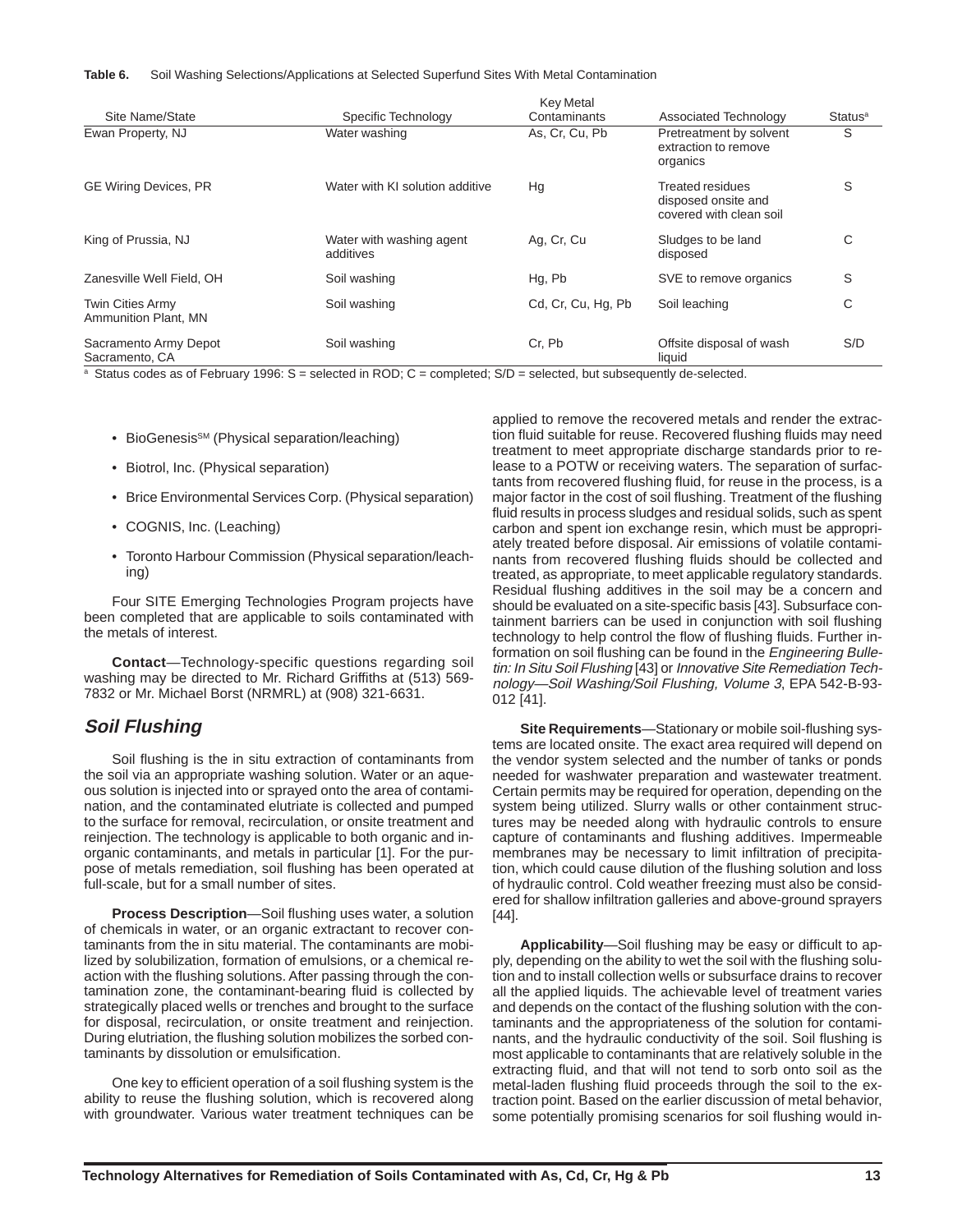**Table 6.** Soil Washing Selections/Applications at Selected Superfund Sites With Metal Contamination

| Site Name/State | Specific Technology | Key Metal Contaminants | Associated Technology | Status[a] |
|---|---|---|---|---|
| Ewan Property, NJ | Water washing | As, Cr, Cu, Pb | Pretreatment by solvent extraction to remove organics | S |
| GE Wiring Devices, PR | Water with KI solution additive | Hg | Treated residues disposed onsite and covered with clean soil | S |
| King of Prussia, NJ | Water with washing agent additives | Ag, Cr, Cu | Sludges to be land disposed | C |
| Zanesville Well Field, OH | Soil washing | Hg, Pb | SVE to remove organics | S |
| Twin Cities Army Ammunition Plant, MN | Soil washing | Cd, Cr, Cu, Hg, Pb | Soil leaching | C |
| Sacramento Army Depot Sacramento, CA | Soil washing | Cr, Pb | Offsite disposal of wash liquid | S/D |

[a] Status codes as of February 1996: S = selected in ROD; C = completed; S/D = selected, but subsequently de-selected.

- BioGenesis[SM] (Physical separation/leaching)
- Biotrol, Inc. (Physical separation)
- Brice Environmental Services Corp. (Physical separation)
- COGNIS, Inc. (Leaching)
- Toronto Harbour Commission (Physical separation/leaching)

Four SITE Emerging Technologies Program projects have been completed that are applicable to soils contaminated with the metals of interest.

**Contact**—Technology-specific questions regarding soil washing may be directed to Mr. Richard Griffiths at (513) 569-7832 or Mr. Michael Borst (NRMRL) at (908) 321-6631.

## *Soil Flushing*

Soil flushing is the in situ extraction of contaminants from the soil via an appropriate washing solution. Water or an aqueous solution is injected into or sprayed onto the area of contamination, and the contaminated elutriate is collected and pumped to the surface for removal, recirculation, or onsite treatment and reinjection. The technology is applicable to both organic and inorganic contaminants, and metals in particular [1]. For the purpose of metals remediation, soil flushing has been operated at full-scale, but for a small number of sites.

**Process Description**—Soil flushing uses water, a solution of chemicals in water, or an organic extractant to recover contaminants from the in situ material. The contaminants are mobilized by solubilization, formation of emulsions, or a chemical reaction with the flushing solutions. After passing through the contamination zone, the contaminant-bearing fluid is collected by strategically placed wells or trenches and brought to the surface for disposal, recirculation, or onsite treatment and reinjection. During elutriation, the flushing solution mobilizes the sorbed contaminants by dissolution or emulsification.

One key to efficient operation of a soil flushing system is the ability to reuse the flushing solution, which is recovered along with groundwater. Various water treatment techniques can be applied to remove the recovered metals and render the extraction fluid suitable for reuse. Recovered flushing fluids may need treatment to meet appropriate discharge standards prior to release to a POTW or receiving waters. The separation of surfactants from recovered flushing fluid, for reuse in the process, is a major factor in the cost of soil flushing. Treatment of the flushing fluid results in process sludges and residual solids, such as spent carbon and spent ion exchange resin, which must be appropriately treated before disposal. Air emissions of volatile contaminants from recovered flushing fluids should be collected and treated, as appropriate, to meet applicable regulatory standards. Residual flushing additives in the soil may be a concern and should be evaluated on a site-specific basis [43]. Subsurface containment barriers can be used in conjunction with soil flushing technology to help control the flow of flushing fluids. Further information on soil flushing can be found in the *Engineering Bulletin: In Situ Soil Flushing* [43] or *Innovative Site Remediation Technology—Soil Washing/Soil Flushing, Volume 3*, EPA 542-B-93-012 [41].

**Site Requirements**—Stationary or mobile soil-flushing systems are located onsite. The exact area required will depend on the vendor system selected and the number of tanks or ponds needed for washwater preparation and wastewater treatment. Certain permits may be required for operation, depending on the system being utilized. Slurry walls or other containment structures may be needed along with hydraulic controls to ensure capture of contaminants and flushing additives. Impermeable membranes may be necessary to limit infiltration of precipitation, which could cause dilution of the flushing solution and loss of hydraulic control. Cold weather freezing must also be considered for shallow infiltration galleries and above-ground sprayers [44].

**Applicability**—Soil flushing may be easy or difficult to apply, depending on the ability to wet the soil with the flushing solution and to install collection wells or subsurface drains to recover all the applied liquids. The achievable level of treatment varies and depends on the contact of the flushing solution with the contaminants and the appropriateness of the solution for contaminants, and the hydraulic conductivity of the soil. Soil flushing is most applicable to contaminants that are relatively soluble in the extracting fluid, and that will not tend to sorb onto soil as the metal-laden flushing fluid proceeds through the soil to the extraction point. Based on the earlier discussion of metal behavior, some potentially promising scenarios for soil flushing would in-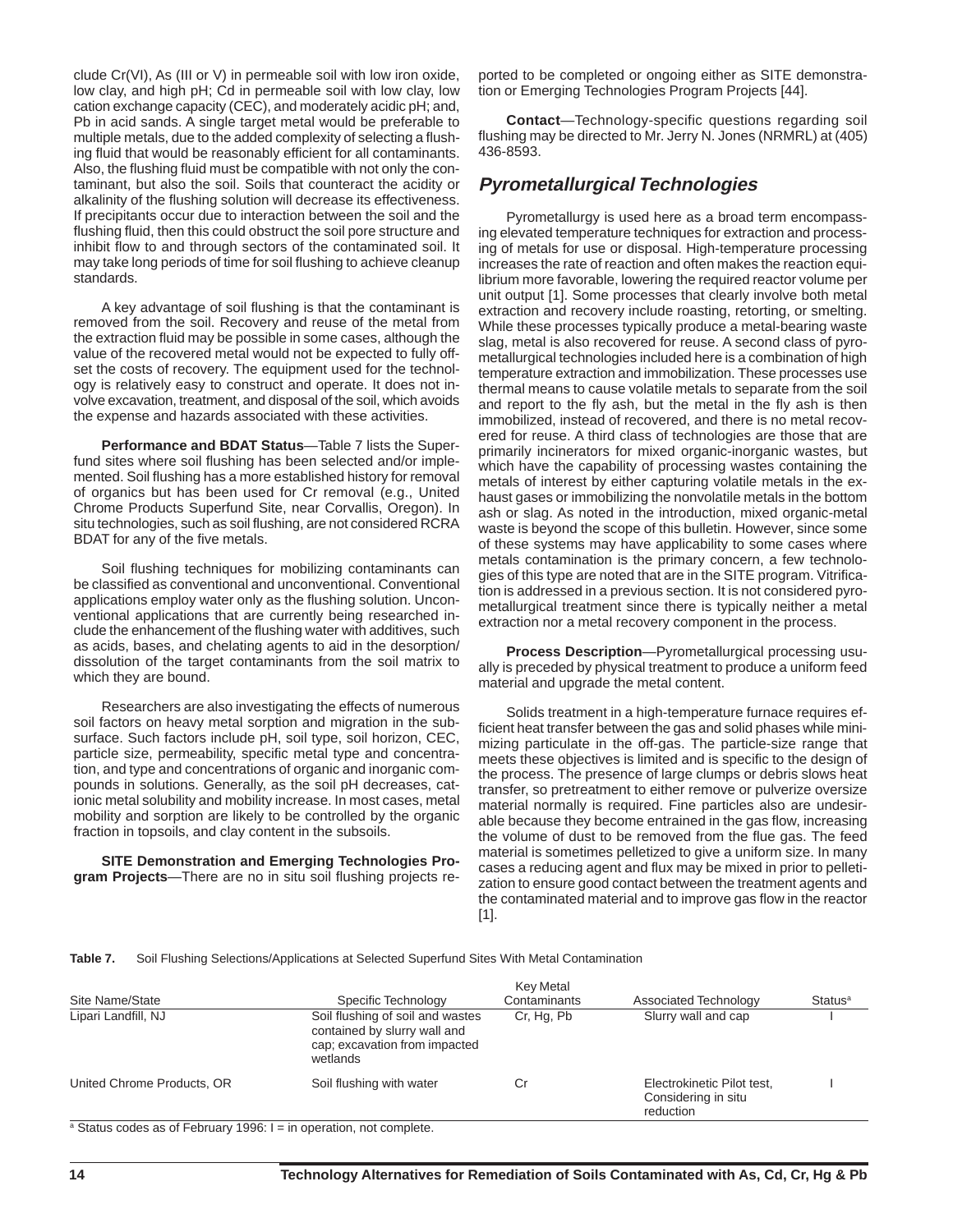clude Cr(VI), As (III or V) in permeable soil with low iron oxide, low clay, and high pH; Cd in permeable soil with low clay, low cation exchange capacity (CEC), and moderately acidic pH; and, Pb in acid sands. A single target metal would be preferable to multiple metals, due to the added complexity of selecting a flushing fluid that would be reasonably efficient for all contaminants. Also, the flushing fluid must be compatible with not only the contaminant, but also the soil. Soils that counteract the acidity or alkalinity of the flushing solution will decrease its effectiveness. If precipitants occur due to interaction between the soil and the flushing fluid, then this could obstruct the soil pore structure and inhibit flow to and through sectors of the contaminated soil. It may take long periods of time for soil flushing to achieve cleanup standards.

A key advantage of soil flushing is that the contaminant is removed from the soil. Recovery and reuse of the metal from the extraction fluid may be possible in some cases, although the value of the recovered metal would not be expected to fully offset the costs of recovery. The equipment used for the technology is relatively easy to construct and operate. It does not involve excavation, treatment, and disposal of the soil, which avoids the expense and hazards associated with these activities.

**Performance and BDAT Status**—Table 7 lists the Superfund sites where soil flushing has been selected and/or implemented. Soil flushing has a more established history for removal of organics but has been used for Cr removal (e.g., United Chrome Products Superfund Site, near Corvallis, Oregon). In situ technologies, such as soil flushing, are not considered RCRA BDAT for any of the five metals.

Soil flushing techniques for mobilizing contaminants can be classified as conventional and unconventional. Conventional applications employ water only as the flushing solution. Unconventional applications that are currently being researched include the enhancement of the flushing water with additives, such as acids, bases, and chelating agents to aid in the desorption/dissolution of the target contaminants from the soil matrix to which they are bound.

Researchers are also investigating the effects of numerous soil factors on heavy metal sorption and migration in the subsurface. Such factors include pH, soil type, soil horizon, CEC, particle size, permeability, specific metal type and concentration, and type and concentrations of organic and inorganic compounds in solutions. Generally, as the soil pH decreases, cationic metal solubility and mobility increase. In most cases, metal mobility and sorption are likely to be controlled by the organic fraction in topsoils, and clay content in the subsoils.

**SITE Demonstration and Emerging Technologies Program Projects**—There are no in situ soil flushing projects reported to be completed or ongoing either as SITE demonstration or Emerging Technologies Program Projects [44].

**Contact**—Technology-specific questions regarding soil flushing may be directed to Mr. Jerry N. Jones (NRMRL) at (405) 436-8593.

## *Pyrometallurgical Technologies*

Pyrometallurgy is used here as a broad term encompassing elevated temperature techniques for extraction and processing of metals for use or disposal. High-temperature processing increases the rate of reaction and often makes the reaction equilibrium more favorable, lowering the required reactor volume per unit output [1]. Some processes that clearly involve both metal extraction and recovery include roasting, retorting, or smelting. While these processes typically produce a metal-bearing waste slag, metal is also recovered for reuse. A second class of pyrometallurgical technologies included here is a combination of high temperature extraction and immobilization. These processes use thermal means to cause volatile metals to separate from the soil and report to the fly ash, but the metal in the fly ash is then immobilized, instead of recovered, and there is no metal recovered for reuse. A third class of technologies are those that are primarily incinerators for mixed organic-inorganic wastes, but which have the capability of processing wastes containing the metals of interest by either capturing volatile metals in the exhaust gases or immobilizing the nonvolatile metals in the bottom ash or slag. As noted in the introduction, mixed organic-metal waste is beyond the scope of this bulletin. However, since some of these systems may have applicability to some cases where metals contamination is the primary concern, a few technologies of this type are noted that are in the SITE program. Vitrification is addressed in a previous section. It is not considered pyrometallurgical treatment since there is typically neither a metal extraction nor a metal recovery component in the process.

**Process Description**—Pyrometallurgical processing usually is preceded by physical treatment to produce a uniform feed material and upgrade the metal content.

Solids treatment in a high-temperature furnace requires efficient heat transfer between the gas and solid phases while minimizing particulate in the off-gas. The particle-size range that meets these objectives is limited and is specific to the design of the process. The presence of large clumps or debris slows heat transfer, so pretreatment to either remove or pulverize oversize material normally is required. Fine particles also are undesirable because they become entrained in the gas flow, increasing the volume of dust to be removed from the flue gas. The feed material is sometimes pelletized to give a uniform size. In many cases a reducing agent and flux may be mixed in prior to pelletization to ensure good contact between the treatment agents and the contaminated material and to improve gas flow in the reactor [1].

**Table 7.** Soil Flushing Selections/Applications at Selected Superfund Sites With Metal Contamination

| Site Name/State | Specific Technology | Key Metal Contaminants | Associated Technology | Status[a] |
|---|---|---|---|---|
| Lipari Landfill, NJ | Soil flushing of soil and wastes contained by slurry wall and cap; excavation from impacted wetlands | Cr, Hg, Pb | Slurry wall and cap | I |
| United Chrome Products, OR | Soil flushing with water | Cr | Electrokinetic Pilot test, Considering in situ reduction | I |

[a] Status codes as of February 1996: I = in operation, not complete.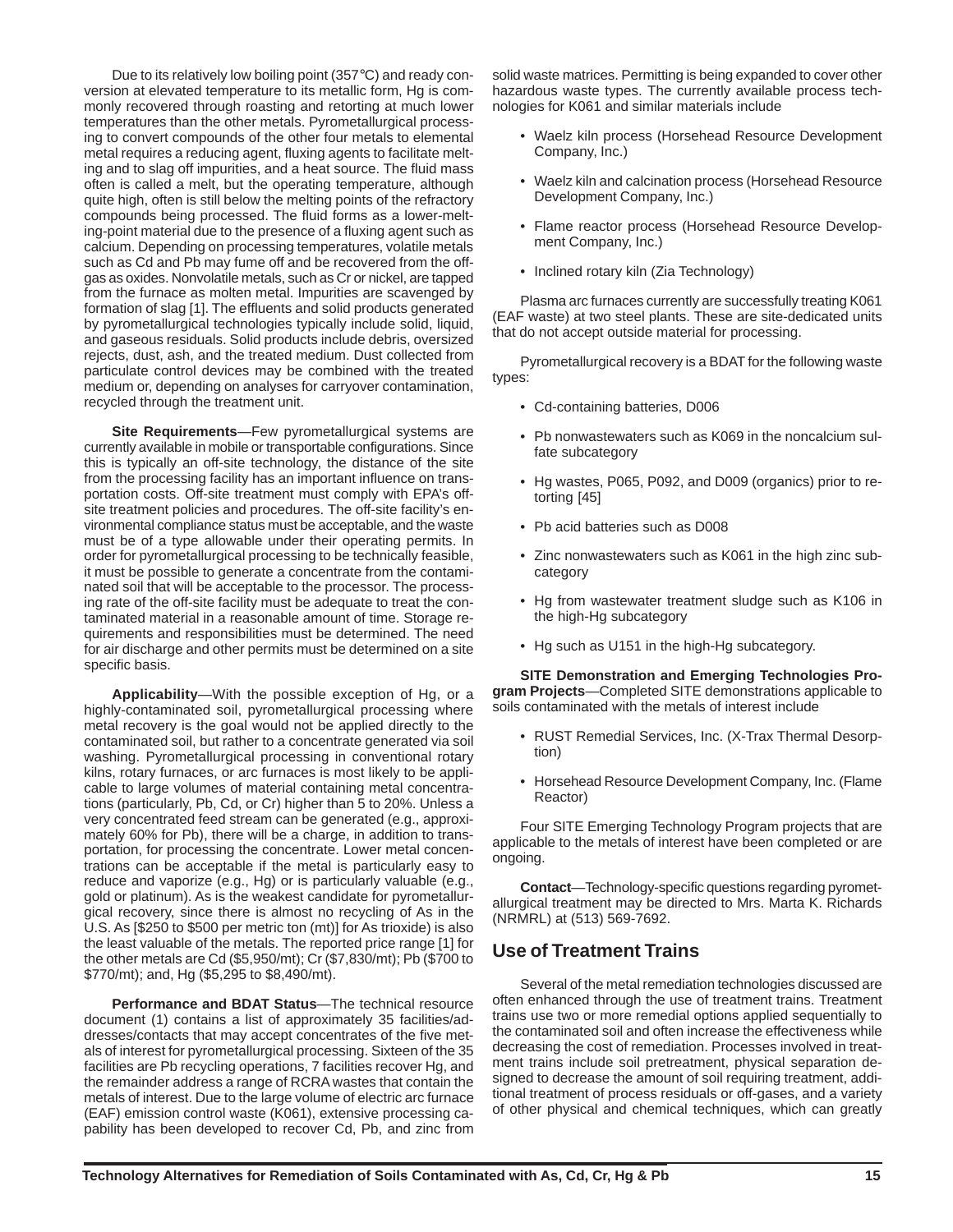Due to its relatively low boiling point (357°C) and ready conversion at elevated temperature to its metallic form, Hg is commonly recovered through roasting and retorting at much lower temperatures than the other metals. Pyrometallurgical processing to convert compounds of the other four metals to elemental metal requires a reducing agent, fluxing agents to facilitate melting and to slag off impurities, and a heat source. The fluid mass often is called a melt, but the operating temperature, although quite high, often is still below the melting points of the refractory compounds being processed. The fluid forms as a lower-melting-point material due to the presence of a fluxing agent such as calcium. Depending on processing temperatures, volatile metals such as Cd and Pb may fume off and be recovered from the off-gas as oxides. Nonvolatile metals, such as Cr or nickel, are tapped from the furnace as molten metal. Impurities are scavenged by formation of slag [1]. The effluents and solid products generated by pyrometallurgical technologies typically include solid, liquid, and gaseous residuals. Solid products include debris, oversized rejects, dust, ash, and the treated medium. Dust collected from particulate control devices may be combined with the treated medium or, depending on analyses for carryover contamination, recycled through the treatment unit.

**Site Requirements**—Few pyrometallurgical systems are currently available in mobile or transportable configurations. Since this is typically an off-site technology, the distance of the site from the processing facility has an important influence on transportation costs. Off-site treatment must comply with EPA's off-site treatment policies and procedures. The off-site facility's environmental compliance status must be acceptable, and the waste must be of a type allowable under their operating permits. In order for pyrometallurgical processing to be technically feasible, it must be possible to generate a concentrate from the contaminated soil that will be acceptable to the processor. The processing rate of the off-site facility must be adequate to treat the contaminated material in a reasonable amount of time. Storage requirements and responsibilities must be determined. The need for air discharge and other permits must be determined on a site specific basis.

**Applicability**—With the possible exception of Hg, or a highly-contaminated soil, pyrometallurgical processing where metal recovery is the goal would not be applied directly to the contaminated soil, but rather to a concentrate generated via soil washing. Pyrometallurgical processing in conventional rotary kilns, rotary furnaces, or arc furnaces is most likely to be applicable to large volumes of material containing metal concentrations (particularly, Pb, Cd, or Cr) higher than 5 to 20%. Unless a very concentrated feed stream can be generated (e.g., approximately 60% for Pb), there will be a charge, in addition to transportation, for processing the concentrate. Lower metal concentrations can be acceptable if the metal is particularly easy to reduce and vaporize (e.g., Hg) or is particularly valuable (e.g., gold or platinum). As is the weakest candidate for pyrometallurgical recovery, since there is almost no recycling of As in the U.S. As [$250 to $500 per metric ton (mt)] for As trioxide) is also the least valuable of the metals. The reported price range [1] for the other metals are Cd ($5,950/mt); Cr ($7,830/mt); Pb ($700 to $770/mt); and, Hg ($5,295 to $8,490/mt).

**Performance and BDAT Status**—The technical resource document (1) contains a list of approximately 35 facilities/addresses/contacts that may accept concentrates of the five metals of interest for pyrometallurgical processing. Sixteen of the 35 facilities are Pb recycling operations, 7 facilities recover Hg, and the remainder address a range of RCRA wastes that contain the metals of interest. Due to the large volume of electric arc furnace (EAF) emission control waste (K061), extensive processing capability has been developed to recover Cd, Pb, and zinc from solid waste matrices. Permitting is being expanded to cover other hazardous waste types. The currently available process technologies for K061 and similar materials include

- Waelz kiln process (Horsehead Resource Development Company, Inc.)
- Waelz kiln and calcination process (Horsehead Resource Development Company, Inc.)
- Flame reactor process (Horsehead Resource Development Company, Inc.)
- Inclined rotary kiln (Zia Technology)

Plasma arc furnaces currently are successfully treating K061 (EAF waste) at two steel plants. These are site-dedicated units that do not accept outside material for processing.

Pyrometallurgical recovery is a BDAT for the following waste types:

- Cd-containing batteries, D006
- Pb nonwastewaters such as K069 in the noncalcium sulfate subcategory
- Hg wastes, P065, P092, and D009 (organics) prior to retorting [45]
- Pb acid batteries such as D008
- Zinc nonwastewaters such as K061 in the high zinc subcategory
- Hg from wastewater treatment sludge such as K106 in the high-Hg subcategory
- Hg such as U151 in the high-Hg subcategory.

**SITE Demonstration and Emerging Technologies Program Projects**—Completed SITE demonstrations applicable to soils contaminated with the metals of interest include

- RUST Remedial Services, Inc. (X-Trax Thermal Desorption)
- Horsehead Resource Development Company, Inc. (Flame Reactor)

Four SITE Emerging Technology Program projects that are applicable to the metals of interest have been completed or are ongoing.

**Contact**—Technology-specific questions regarding pyrometallurgical treatment may be directed to Mrs. Marta K. Richards (NRMRL) at (513) 569-7692.

## Use of Treatment Trains

Several of the metal remediation technologies discussed are often enhanced through the use of treatment trains. Treatment trains use two or more remedial options applied sequentially to the contaminated soil and often increase the effectiveness while decreasing the cost of remediation. Processes involved in treatment trains include soil pretreatment, physical separation designed to decrease the amount of soil requiring treatment, additional treatment of process residuals or off-gases, and a variety of other physical and chemical techniques, which can greatly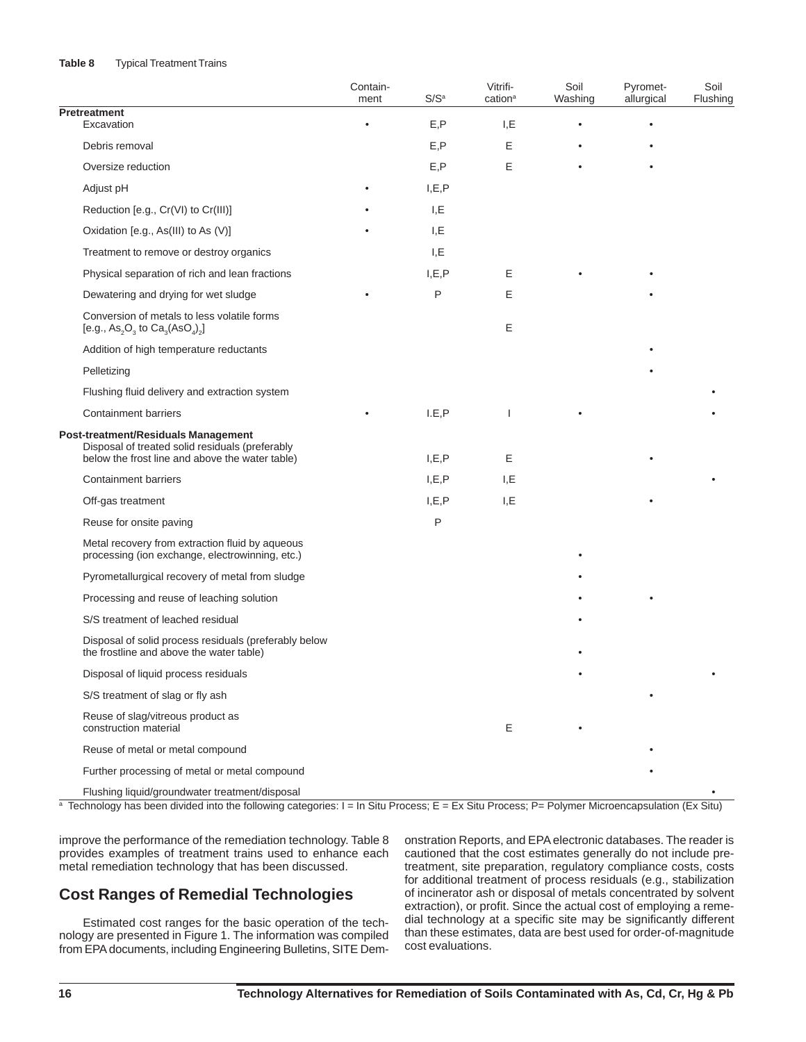**Table 8** Typical Treatment Trains

| | Contain-ment | S/S[a] | Vitrifi-cation[a] | Soil Washing | Pyromet-allurgical | Soil Flushing |
|---|---|---|---|---|---|---|
| **Pretreatment** | | | | | | |
| Excavation | • | E,P | I,E | • | • | |
| Debris removal | | E,P | E | • | • | |
| Oversize reduction | | E,P | E | • | • | |
| Adjust pH | • | I,E,P | | | | |
| Reduction [e.g., Cr(VI) to Cr(III)] | • | I,E | | | | |
| Oxidation [e.g., As(III) to As (V)] | • | I,E | | | | |
| Treatment to remove or destroy organics | | I,E | | | | |
| Physical separation of rich and lean fractions | | I,E,P | E | • | • | |
| Dewatering and drying for wet sludge | • | P | E | | • | |
| Conversion of metals to less volatile forms [e.g., $As_2O_3$ to $Ca_3(AsO_4)_2$] | | | E | | | |
| Addition of high temperature reductants | | | | | • | |
| Pelletizing | | | | | • | |
| Flushing fluid delivery and extraction system | | | | | | • |
| Containment barriers | • | I.E,P | I | • | | • |
| **Post-treatment/Residuals Management** | | | | | | |
| Disposal of treated solid residuals (preferably below the frost line and above the water table) | | I,E,P | E | | • | |
| Containment barriers | | I,E,P | I,E | | | • |
| Off-gas treatment | | I,E,P | I,E | | • | |
| Reuse for onsite paving | | P | | | | |
| Metal recovery from extraction fluid by aqueous processing (ion exchange, electrowinning, etc.) | | | | • | | |
| Pyrometallurgical recovery of metal from sludge | | | | • | | |
| Processing and reuse of leaching solution | | | | • | • | |
| S/S treatment of leached residual | | | | • | | |
| Disposal of solid process residuals (preferably below the frostline and above the water table) | | | | • | | |
| Disposal of liquid process residuals | | | | • | | • |
| S/S treatment of slag or fly ash | | | | | • | |
| Reuse of slag/vitreous product as construction material | | | E | • | | |
| Reuse of metal or metal compound | | | | | • | |
| Further processing of metal or metal compound | | | | | • | |
| Flushing liquid/groundwater treatment/disposal | | | | | | • |

[a] Technology has been divided into the following categories: I = In Situ Process; E = Ex Situ Process; P= Polymer Microencapsulation (Ex Situ)

improve the performance of the remediation technology. Table 8 provides examples of treatment trains used to enhance each metal remediation technology that has been discussed.

## Cost Ranges of Remedial Technologies

Estimated cost ranges for the basic operation of the technology are presented in Figure 1. The information was compiled from EPA documents, including Engineering Bulletins, SITE Demonstration Reports, and EPA electronic databases. The reader is cautioned that the cost estimates generally do not include pretreatment, site preparation, regulatory compliance costs, costs for additional treatment of process residuals (e.g., stabilization of incinerator ash or disposal of metals concentrated by solvent extraction), or profit. Since the actual cost of employing a remedial technology at a specific site may be significantly different than these estimates, data are best used for order-of-magnitude cost evaluations.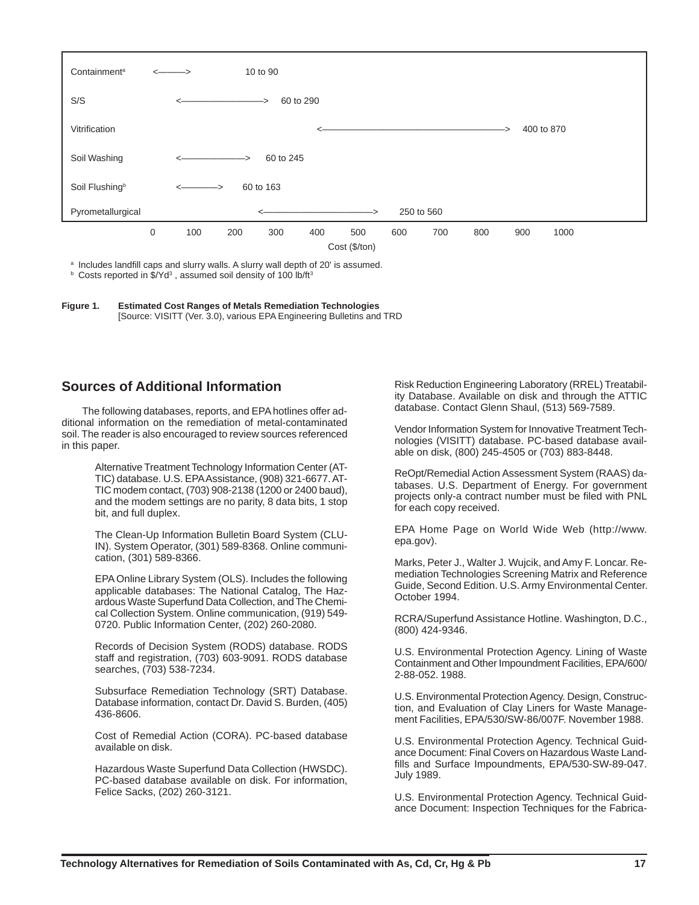| Technology | Cost ($/ton) |
| --- | --- |
| Containment[a] | 10 to 90 |
| S/S | 60 to 290 |
| Vitrification | 400 to 870 |
| Soil Washing | 60 to 245 |
| Soil Flushing[b] | 60 to 163 |
| Pyrometallurgical | 250 to 560 |

[a] Includes landfill caps and slurry walls. A slurry wall depth of 20' is assumed.
[b] Costs reported in $\$/Yd^3$, assumed soil density of 100 $lb/ft^3$

**Figure 1. Estimated Cost Ranges of Metals Remediation Technologies**
[Source: VISITT (Ver. 3.0), various EPA Engineering Bulletins and TRD

## Sources of Additional Information

The following databases, reports, and EPA hotlines offer additional information on the remediation of metal-contaminated soil. The reader is also encouraged to review sources referenced in this paper.

Alternative Treatment Technology Information Center (ATTIC) database. U.S. EPA Assistance, (908) 321-6677. ATTIC modem contact, (703) 908-2138 (1200 or 2400 baud), and the modem settings are no parity, 8 data bits, 1 stop bit, and full duplex.

The Clean-Up Information Bulletin Board System (CLU-IN). System Operator, (301) 589-8368. Online communication, (301) 589-8366.

EPA Online Library System (OLS). Includes the following applicable databases: The National Catalog, The Hazardous Waste Superfund Data Collection, and The Chemical Collection System. Online communication, (919) 549-0720. Public Information Center, (202) 260-2080.

Records of Decision System (RODS) database. RODS staff and registration, (703) 603-9091. RODS database searches, (703) 538-7234.

Subsurface Remediation Technology (SRT) Database. Database information, contact Dr. David S. Burden, (405) 436-8606.

Cost of Remedial Action (CORA). PC-based database available on disk.

Hazardous Waste Superfund Data Collection (HWSDC). PC-based database available on disk. For information, Felice Sacks, (202) 260-3121.

Risk Reduction Engineering Laboratory (RREL) Treatability Database. Available on disk and through the ATTIC database. Contact Glenn Shaul, (513) 569-7589.

Vendor Information System for Innovative Treatment Technologies (VISITT) database. PC-based database available on disk, (800) 245-4505 or (703) 883-8448.

ReOpt/Remedial Action Assessment System (RAAS) databases. U.S. Department of Energy. For government projects only-a contract number must be filed with PNL for each copy received.

EPA Home Page on World Wide Web (http://www.epa.gov).

Marks, Peter J., Walter J. Wujcik, and Amy F. Loncar. Remediation Technologies Screening Matrix and Reference Guide, Second Edition. U.S. Army Environmental Center. October 1994.

RCRA/Superfund Assistance Hotline. Washington, D.C., (800) 424-9346.

U.S. Environmental Protection Agency. Lining of Waste Containment and Other Impoundment Facilities, EPA/600/2-88-052. 1988.

U.S. Environmental Protection Agency. Design, Construction, and Evaluation of Clay Liners for Waste Management Facilities, EPA/530/SW-86/007F. November 1988.

U.S. Environmental Protection Agency. Technical Guidance Document: Final Covers on Hazardous Waste Landfills and Surface Impoundments, EPA/530-SW-89-047. July 1989.

U.S. Environmental Protection Agency. Technical Guidance Document: Inspection Techniques for the Fabrica-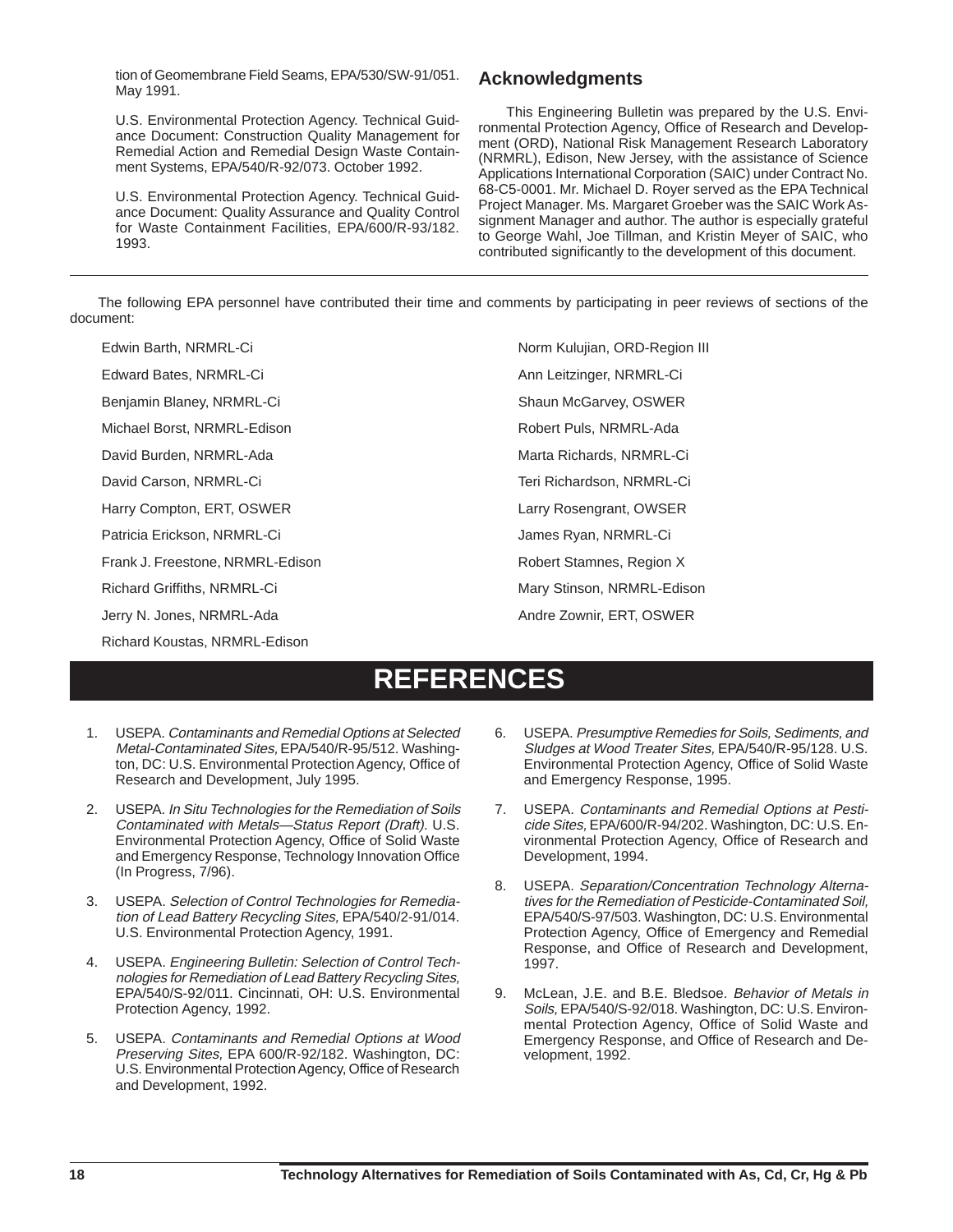tion of Geomembrane Field Seams, EPA/530/SW-91/051. May 1991.

U.S. Environmental Protection Agency. Technical Guidance Document: Construction Quality Management for Remedial Action and Remedial Design Waste Containment Systems, EPA/540/R-92/073. October 1992.

U.S. Environmental Protection Agency. Technical Guidance Document: Quality Assurance and Quality Control for Waste Containment Facilities, EPA/600/R-93/182. 1993.

## Acknowledgments

This Engineering Bulletin was prepared by the U.S. Environmental Protection Agency, Office of Research and Development (ORD), National Risk Management Research Laboratory (NRMRL), Edison, New Jersey, with the assistance of Science Applications International Corporation (SAIC) under Contract No. 68-C5-0001. Mr. Michael D. Royer served as the EPA Technical Project Manager. Ms. Margaret Groeber was the SAIC Work Assignment Manager and author. The author is especially grateful to George Wahl, Joe Tillman, and Kristin Meyer of SAIC, who contributed significantly to the development of this document.

The following EPA personnel have contributed their time and comments by participating in peer reviews of sections of the document:

Edwin Barth, NRMRL-Ci
Edward Bates, NRMRL-Ci
Benjamin Blaney, NRMRL-Ci
Michael Borst, NRMRL-Edison
David Burden, NRMRL-Ada
David Carson, NRMRL-Ci
Harry Compton, ERT, OSWER
Patricia Erickson, NRMRL-Ci
Frank J. Freestone, NRMRL-Edison
Richard Griffiths, NRMRL-Ci
Jerry N. Jones, NRMRL-Ada
Richard Koustas, NRMRL-Edison
Norm Kulujian, ORD-Region III
Ann Leitzinger, NRMRL-Ci
Shaun McGarvey, OSWER
Robert Puls, NRMRL-Ada
Marta Richards, NRMRL-Ci
Teri Richardson, NRMRL-Ci
Larry Rosengrant, OWSER
James Ryan, NRMRL-Ci
Robert Stamnes, Region X
Mary Stinson, NRMRL-Edison
Andre Zownir, ERT, OSWER

# REFERENCES

1. USEPA. *Contaminants and Remedial Options at Selected Metal-Contaminated Sites,* EPA/540/R-95/512. Washington, DC: U.S. Environmental Protection Agency, Office of Research and Development, July 1995.

2. USEPA. *In Situ Technologies for the Remediation of Soils Contaminated with Metals—Status Report (Draft).* U.S. Environmental Protection Agency, Office of Solid Waste and Emergency Response, Technology Innovation Office (In Progress, 7/96).

3. USEPA. *Selection of Control Technologies for Remediation of Lead Battery Recycling Sites,* EPA/540/2-91/014. U.S. Environmental Protection Agency, 1991.

4. USEPA. *Engineering Bulletin: Selection of Control Technologies for Remediation of Lead Battery Recycling Sites,* EPA/540/S-92/011. Cincinnati, OH: U.S. Environmental Protection Agency, 1992.

5. USEPA. *Contaminants and Remedial Options at Wood Preserving Sites,* EPA 600/R-92/182. Washington, DC: U.S. Environmental Protection Agency, Office of Research and Development, 1992.

6. USEPA. *Presumptive Remedies for Soils, Sediments, and Sludges at Wood Treater Sites,* EPA/540/R-95/128. U.S. Environmental Protection Agency, Office of Solid Waste and Emergency Response, 1995.

7. USEPA. *Contaminants and Remedial Options at Pesticide Sites,* EPA/600/R-94/202. Washington, DC: U.S. Environmental Protection Agency, Office of Research and Development, 1994.

8. USEPA. *Separation/Concentration Technology Alternatives for the Remediation of Pesticide-Contaminated Soil,* EPA/540/S-97/503. Washington, DC: U.S. Environmental Protection Agency, Office of Emergency and Remedial Response, and Office of Research and Development, 1997.

9. McLean, J.E. and B.E. Bledsoe. *Behavior of Metals in Soils,* EPA/540/S-92/018. Washington, DC: U.S. Environmental Protection Agency, Office of Solid Waste and Emergency Response, and Office of Research and Development, 1992.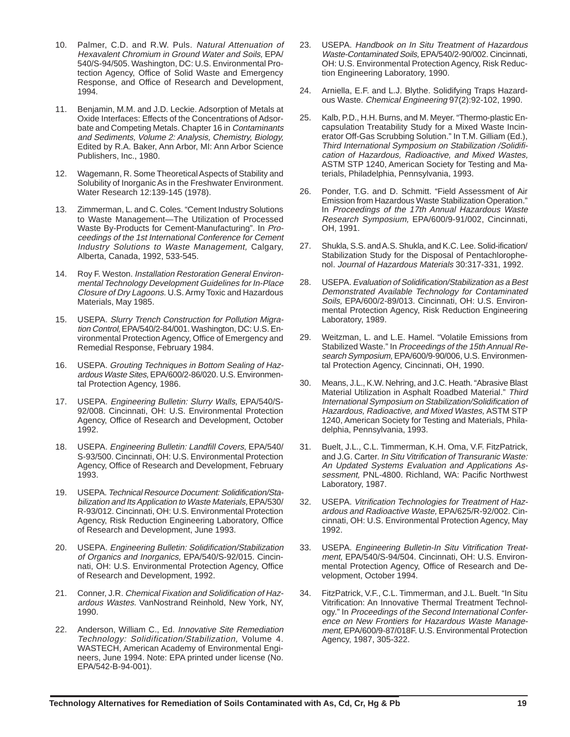10. Palmer, C.D. and R.W. Puls. *Natural Attenuation of Hexavalent Chromium in Ground Water and Soils,* EPA/540/S-94/505. Washington, DC: U.S. Environmental Protection Agency, Office of Solid Waste and Emergency Response, and Office of Research and Development, 1994.

11. Benjamin, M.M. and J.D. Leckie. Adsorption of Metals at Oxide Interfaces: Effects of the Concentrations of Adsorbate and Competing Metals. Chapter 16 in *Contaminants and Sediments, Volume 2: Analysis, Chemistry, Biology,* Edited by R.A. Baker, Ann Arbor, MI: Ann Arbor Science Publishers, Inc., 1980.

12. Wagemann, R. Some Theoretical Aspects of Stability and Solubility of Inorganic As in the Freshwater Environment. Water Research 12:139-145 (1978).

13. Zimmerman, L. and C. Coles. "Cement Industry Solutions to Waste Management—The Utilization of Processed Waste By-Products for Cement-Manufacturing". In *Proceedings of the 1st International Conference for Cement Industry Solutions to Waste Management,* Calgary, Alberta, Canada, 1992, 533-545.

14. Roy F. Weston. *Installation Restoration General Environmental Technology Development Guidelines for In-Place Closure of Dry Lagoons.* U.S. Army Toxic and Hazardous Materials, May 1985.

15. USEPA. *Slurry Trench Construction for Pollution Migration Control,* EPA/540/2-84/001. Washington, DC: U.S. Environmental Protection Agency, Office of Emergency and Remedial Response, February 1984.

16. USEPA. *Grouting Techniques in Bottom Sealing of Hazardous Waste Sites,* EPA/600/2-86/020. U.S. Environmental Protection Agency, 1986.

17. USEPA. *Engineering Bulletin: Slurry Walls,* EPA/540/S-92/008. Cincinnati, OH: U.S. Environmental Protection Agency, Office of Research and Development, October 1992.

18. USEPA. *Engineering Bulletin: Landfill Covers,* EPA/540/S-93/500. Cincinnati, OH: U.S. Environmental Protection Agency, Office of Research and Development, February 1993.

19. USEPA. *Technical Resource Document: Solidification/Stabilization and Its Application to Waste Materials,* EPA/530/R-93/012. Cincinnati, OH: U.S. Environmental Protection Agency, Risk Reduction Engineering Laboratory, Office of Research and Development, June 1993.

20. USEPA. *Engineering Bulletin: Solidification/Stabilization of Organics and Inorganics,* EPA/540/S-92/015. Cincinnati, OH: U.S. Environmental Protection Agency, Office of Research and Development, 1992.

21. Conner, J.R. *Chemical Fixation and Solidification of Hazardous Wastes.* VanNostrand Reinhold, New York, NY, 1990.

22. Anderson, William C., Ed. *Innovative Site Remediation Technology: Solidification/Stabilization,* Volume 4. WASTECH, American Academy of Environmental Engineers, June 1994. Note: EPA printed under license (No. EPA/542-B-94-001).

23. USEPA. *Handbook on In Situ Treatment of Hazardous Waste-Contaminated Soils,* EPA/540/2-90/002. Cincinnati, OH: U.S. Environmental Protection Agency, Risk Reduction Engineering Laboratory, 1990.

24. Arniella, E.F. and L.J. Blythe. Solidifying Traps Hazardous Waste. *Chemical Engineering* 97(2):92-102, 1990.

25. Kalb, P.D., H.H. Burns, and M. Meyer. "Thermo-plastic Encapsulation Treatability Study for a Mixed Waste Incinerator Off-Gas Scrubbing Solution." In T.M. Gilliam (Ed.), *Third International Symposium on Stabilization /Solidification of Hazardous, Radioactive, and Mixed Wastes,* ASTM STP 1240, American Society for Testing and Materials, Philadelphia, Pennsylvania, 1993.

26. Ponder, T.G. and D. Schmitt. "Field Assessment of Air Emission from Hazardous Waste Stabilization Operation." In *Proceedings of the 17th Annual Hazardous Waste Research Symposium,* EPA/600/9-91/002, Cincinnati, OH, 1991.

27. Shukla, S.S. and A.S. Shukla, and K.C. Lee. Solid-ification/Stabilization Study for the Disposal of Pentachlorophenol. *Journal of Hazardous Materials* 30:317-331, 1992.

28. USEPA. *Evaluation of Solidification/Stabilization as a Best Demonstrated Available Technology for Contaminated Soils,* EPA/600/2-89/013. Cincinnati, OH: U.S. Environmental Protection Agency, Risk Reduction Engineering Laboratory, 1989.

29. Weitzman, L. and L.E. Hamel. "Volatile Emissions from Stabilized Waste." In *Proceedings of the 15th Annual Research Symposium,* EPA/600/9-90/006, U.S. Environmental Protection Agency, Cincinnati, OH, 1990.

30. Means, J.L., K.W. Nehring, and J.C. Heath. "Abrasive Blast Material Utilization in Asphalt Roadbed Material." *Third International Symposium on Stabilization/Solidification of Hazardous, Radioactive, and Mixed Wastes,* ASTM STP 1240, American Society for Testing and Materials, Philadelphia, Pennsylvania, 1993.

31. Buelt, J.L., C.L. Timmerman, K.H. Oma, V.F. FitzPatrick, and J.G. Carter. *In Situ Vitrification of Transuranic Waste: An Updated Systems Evaluation and Applications Assessment,* PNL-4800. Richland, WA: Pacific Northwest Laboratory, 1987.

32. USEPA. *Vitrification Technologies for Treatment of Hazardous and Radioactive Waste,* EPA/625/R-92/002. Cincinnati, OH: U.S. Environmental Protection Agency, May 1992.

33. USEPA. *Engineering Bulletin-In Situ Vitrification Treatment,* EPA/540/S-94/504. Cincinnati, OH: U.S. Environmental Protection Agency, Office of Research and Development, October 1994.

34. FitzPatrick, V.F., C.L. Timmerman, and J.L. Buelt. "In Situ Vitrification: An Innovative Thermal Treatment Technology." In *Proceedings of the Second International Conference on New Frontiers for Hazardous Waste Management,* EPA/600/9-87/018F. U.S. Environmental Protection Agency, 1987, 305-322.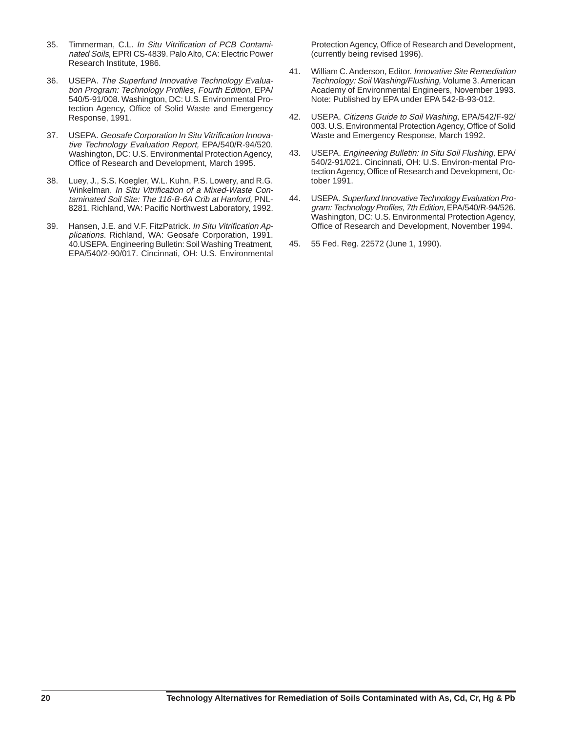35. Timmerman, C.L. *In Situ Vitrification of PCB Contaminated Soils,* EPRI CS-4839. Palo Alto, CA: Electric Power Research Institute, 1986.

36. USEPA. *The Superfund Innovative Technology Evaluation Program: Technology Profiles, Fourth Edition,* EPA/540/5-91/008. Washington, DC: U.S. Environmental Protection Agency, Office of Solid Waste and Emergency Response, 1991.

37. USEPA. *Geosafe Corporation In Situ Vitrification Innovative Technology Evaluation Report,* EPA/540/R-94/520. Washington, DC: U.S. Environmental Protection Agency, Office of Research and Development, March 1995.

38. Luey, J., S.S. Koegler, W.L. Kuhn, P.S. Lowery, and R.G. Winkelman. *In Situ Vitrification of a Mixed-Waste Contaminated Soil Site: The 116-B-6A Crib at Hanford,* PNL-8281. Richland, WA: Pacific Northwest Laboratory, 1992.

39. Hansen, J.E. and V.F. FitzPatrick. *In Situ Vitrification Applications.* Richland, WA: Geosafe Corporation, 1991. 40.USEPA. Engineering Bulletin: Soil Washing Treatment, EPA/540/2-90/017. Cincinnati, OH: U.S. Environmental Protection Agency, Office of Research and Development, (currently being revised 1996).

41. William C. Anderson, Editor. *Innovative Site Remediation Technology: Soil Washing/Flushing,* Volume 3. American Academy of Environmental Engineers, November 1993. Note: Published by EPA under EPA 542-B-93-012.

42. USEPA. *Citizens Guide to Soil Washing,* EPA/542/F-92/003. U.S. Environmental Protection Agency, Office of Solid Waste and Emergency Response, March 1992.

43. USEPA. *Engineering Bulletin: In Situ Soil Flushing,* EPA/540/2-91/021. Cincinnati, OH: U.S. Environ-mental Protection Agency, Office of Research and Development, October 1991.

44. USEPA. *Superfund Innovative Technology Evaluation Program: Technology Profiles, 7th Edition,* EPA/540/R-94/526. Washington, DC: U.S. Environmental Protection Agency, Office of Research and Development, November 1994.

45. 55 Fed. Reg. 22572 (June 1, 1990).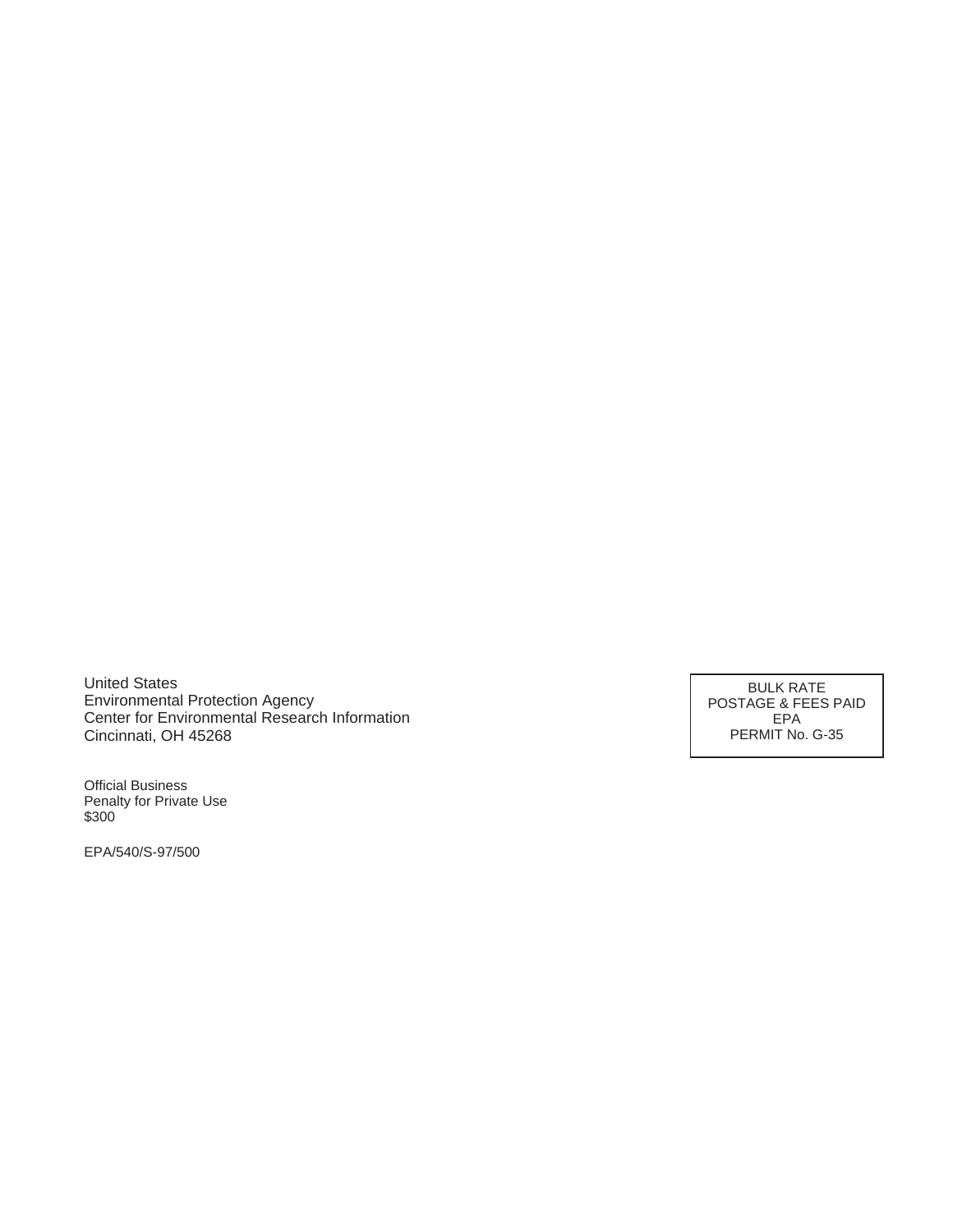United States
Environmental Protection Agency
Center for Environmental Research Information
Cincinnati, OH 45268

Official Business
Penalty for Private Use
$300

EPA/540/S-97/500

BULK RATE
POSTAGE & FEES PAID
EPA
PERMIT No. G-35